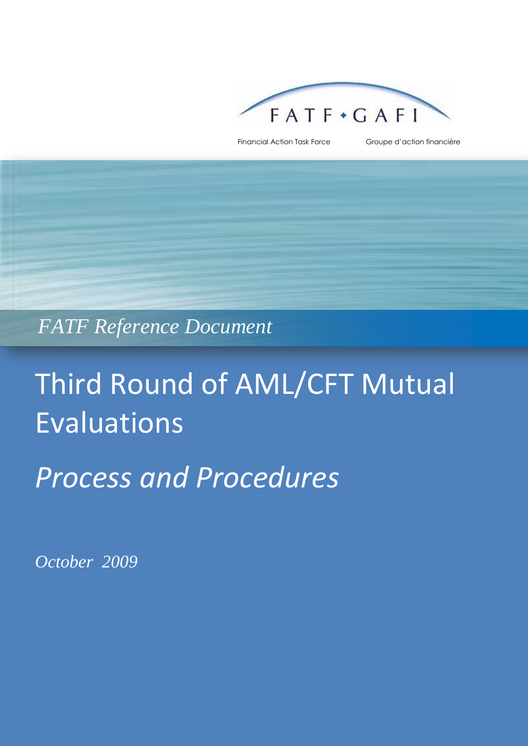FATF • GAFI

Financial Action Task Force    Groupe d'action financière

*FATF Reference Document*

# Third Round of AML/CFT Mutual Evaluations

## *Process and Procedures*

*October 2009*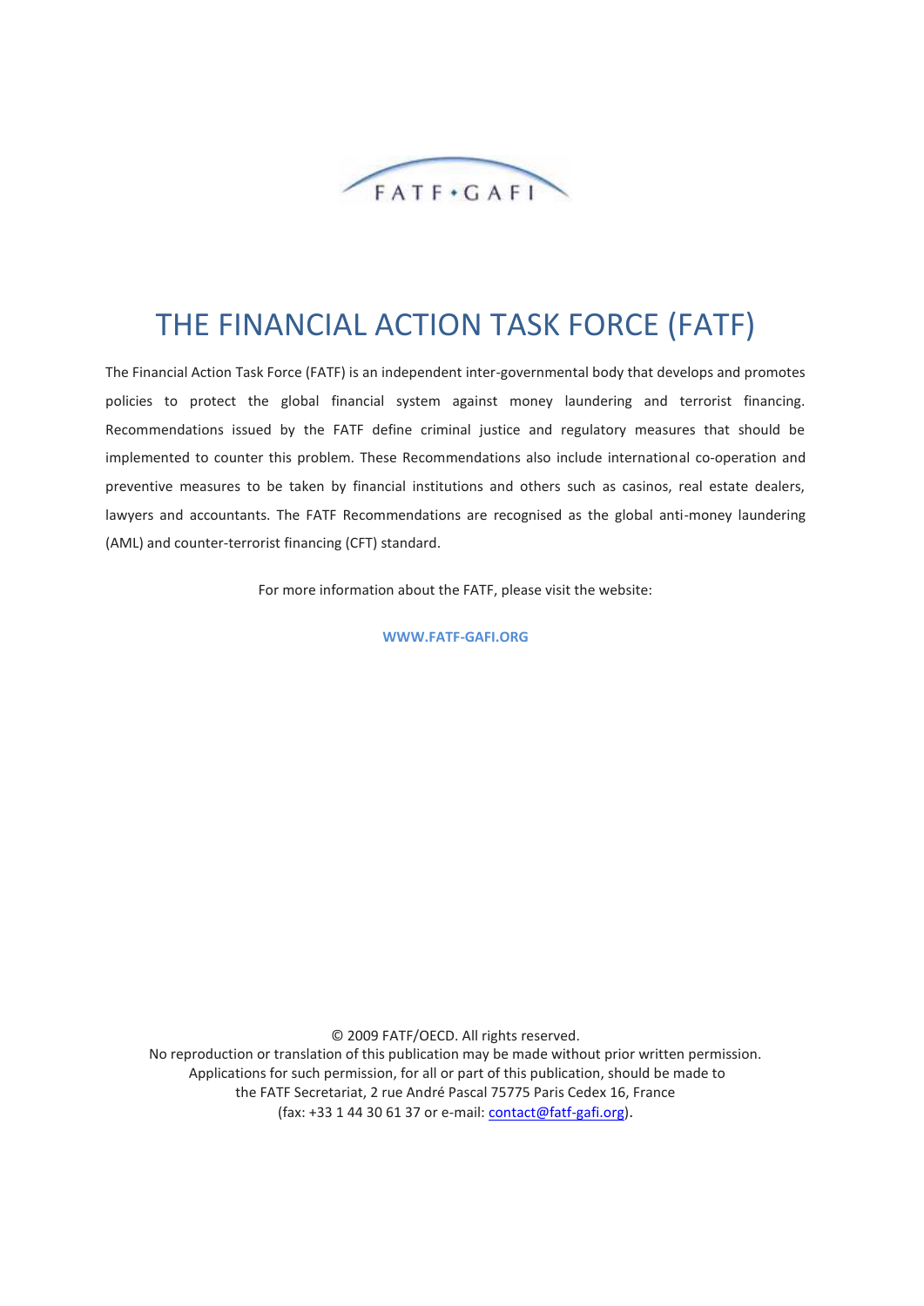FATF • GAFI

# THE FINANCIAL ACTION TASK FORCE (FATF)

The Financial Action Task Force (FATF) is an independent inter-governmental body that develops and promotes policies to protect the global financial system against money laundering and terrorist financing. Recommendations issued by the FATF define criminal justice and regulatory measures that should be implemented to counter this problem. These Recommendations also include international co-operation and preventive measures to be taken by financial institutions and others such as casinos, real estate dealers, lawyers and accountants. The FATF Recommendations are recognised as the global anti-money laundering (AML) and counter-terrorist financing (CFT) standard.

For more information about the FATF, please visit the website:

**WWW.FATF-GAFI.ORG**

© 2009 FATF/OECD. All rights reserved.
No reproduction or translation of this publication may be made without prior written permission.
Applications for such permission, for all or part of this publication, should be made to
the FATF Secretariat, 2 rue André Pascal 75775 Paris Cedex 16, France
(fax: +33 1 44 30 61 37 or e-mail: contact@fatf-gafi.org).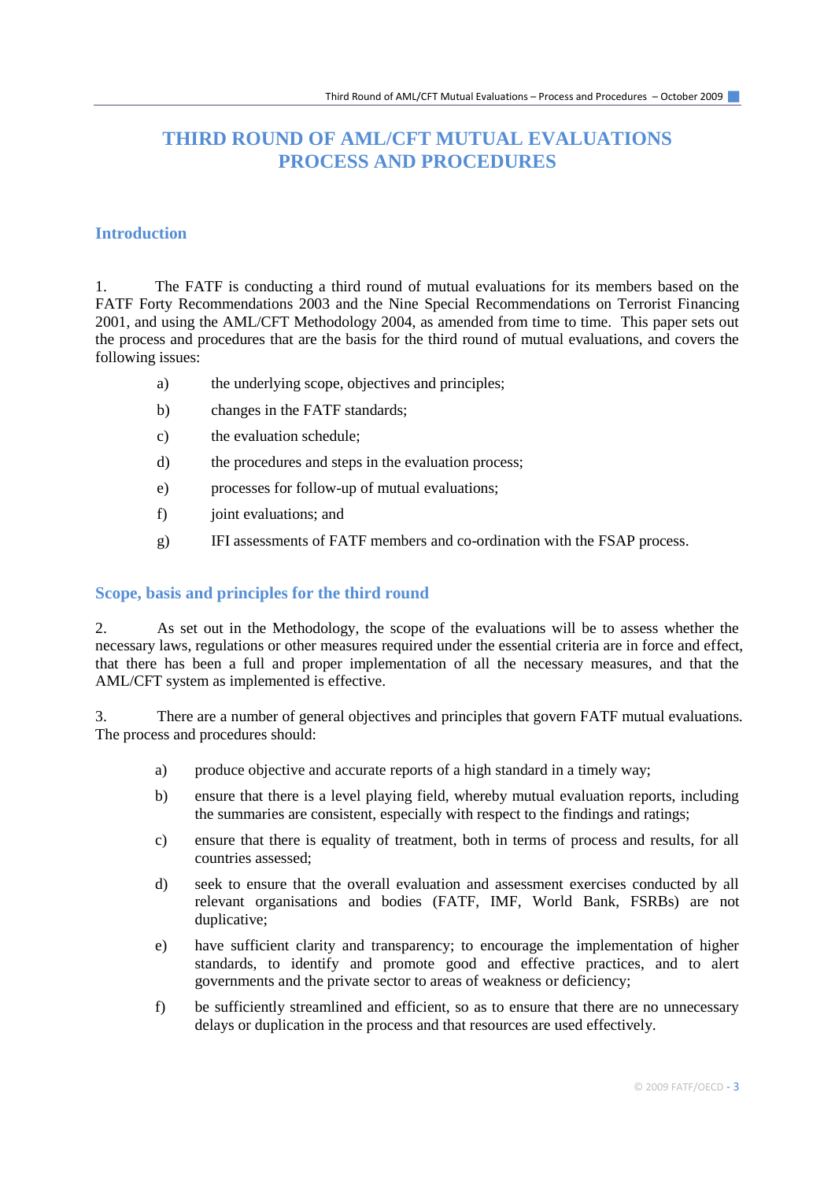# THIRD ROUND OF AML/CFT MUTUAL EVALUATIONS PROCESS AND PROCEDURES

## Introduction

1. The FATF is conducting a third round of mutual evaluations for its members based on the FATF Forty Recommendations 2003 and the Nine Special Recommendations on Terrorist Financing 2001, and using the AML/CFT Methodology 2004, as amended from time to time. This paper sets out the process and procedures that are the basis for the third round of mutual evaluations, and covers the following issues:

a) the underlying scope, objectives and principles;

b) changes in the FATF standards;

c) the evaluation schedule;

d) the procedures and steps in the evaluation process;

e) processes for follow-up of mutual evaluations;

f) joint evaluations; and

g) IFI assessments of FATF members and co-ordination with the FSAP process.

## Scope, basis and principles for the third round

2. As set out in the Methodology, the scope of the evaluations will be to assess whether the necessary laws, regulations or other measures required under the essential criteria are in force and effect, that there has been a full and proper implementation of all the necessary measures, and that the AML/CFT system as implemented is effective.

3. There are a number of general objectives and principles that govern FATF mutual evaluations. The process and procedures should:

a) produce objective and accurate reports of a high standard in a timely way;

b) ensure that there is a level playing field, whereby mutual evaluation reports, including the summaries are consistent, especially with respect to the findings and ratings;

c) ensure that there is equality of treatment, both in terms of process and results, for all countries assessed;

d) seek to ensure that the overall evaluation and assessment exercises conducted by all relevant organisations and bodies (FATF, IMF, World Bank, FSRBs) are not duplicative;

e) have sufficient clarity and transparency; to encourage the implementation of higher standards, to identify and promote good and effective practices, and to alert governments and the private sector to areas of weakness or deficiency;

f) be sufficiently streamlined and efficient, so as to ensure that there are no unnecessary delays or duplication in the process and that resources are used effectively.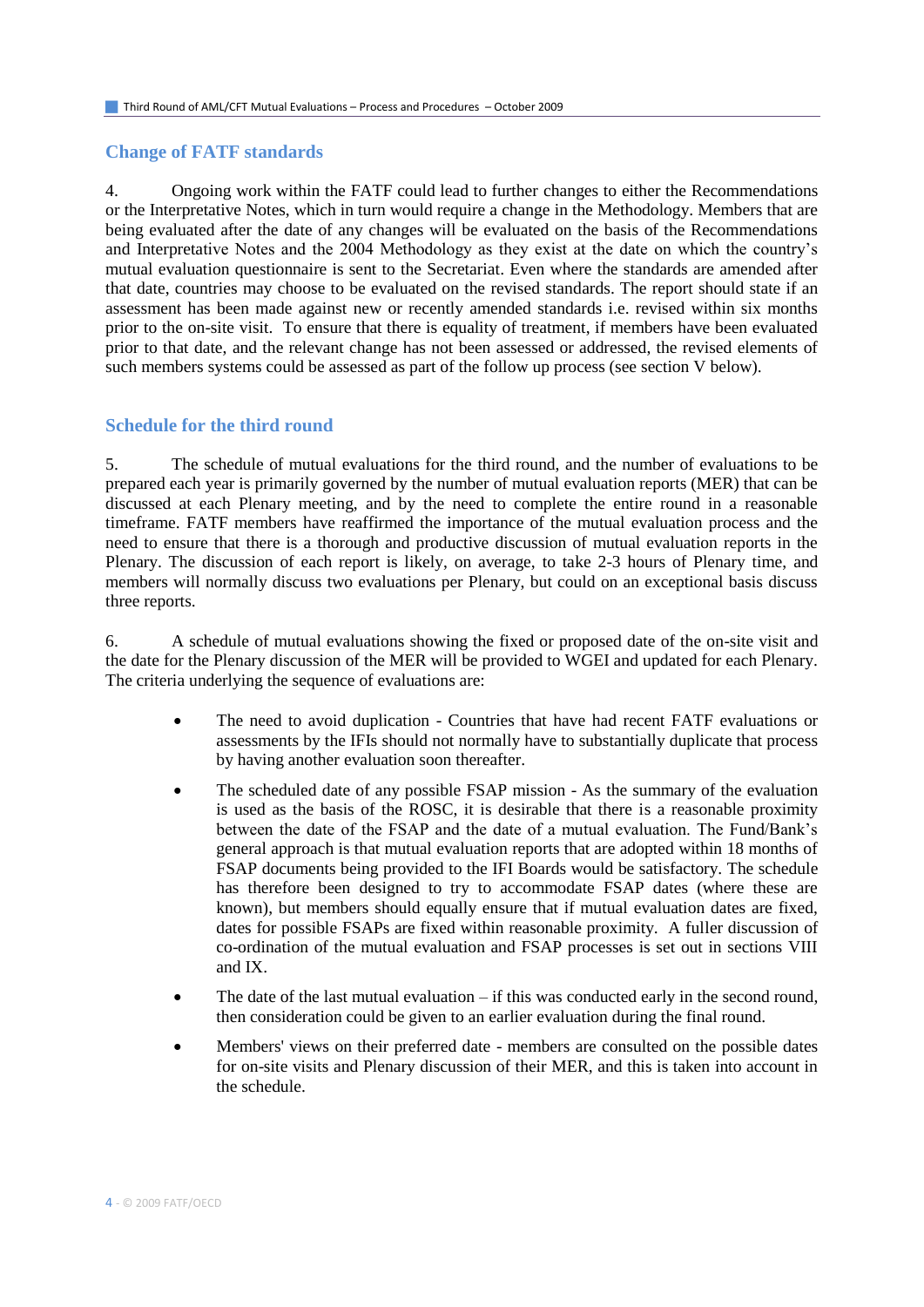## Change of FATF standards

4. Ongoing work within the FATF could lead to further changes to either the Recommendations or the Interpretative Notes, which in turn would require a change in the Methodology. Members that are being evaluated after the date of any changes will be evaluated on the basis of the Recommendations and Interpretative Notes and the 2004 Methodology as they exist at the date on which the country's mutual evaluation questionnaire is sent to the Secretariat. Even where the standards are amended after that date, countries may choose to be evaluated on the revised standards. The report should state if an assessment has been made against new or recently amended standards i.e. revised within six months prior to the on-site visit. To ensure that there is equality of treatment, if members have been evaluated prior to that date, and the relevant change has not been assessed or addressed, the revised elements of such members systems could be assessed as part of the follow up process (see section V below).

## Schedule for the third round

5. The schedule of mutual evaluations for the third round, and the number of evaluations to be prepared each year is primarily governed by the number of mutual evaluation reports (MER) that can be discussed at each Plenary meeting, and by the need to complete the entire round in a reasonable timeframe. FATF members have reaffirmed the importance of the mutual evaluation process and the need to ensure that there is a thorough and productive discussion of mutual evaluation reports in the Plenary. The discussion of each report is likely, on average, to take 2-3 hours of Plenary time, and members will normally discuss two evaluations per Plenary, but could on an exceptional basis discuss three reports.

6. A schedule of mutual evaluations showing the fixed or proposed date of the on-site visit and the date for the Plenary discussion of the MER will be provided to WGEI and updated for each Plenary. The criteria underlying the sequence of evaluations are:

- The need to avoid duplication - Countries that have had recent FATF evaluations or assessments by the IFIs should not normally have to substantially duplicate that process by having another evaluation soon thereafter.
- The scheduled date of any possible FSAP mission - As the summary of the evaluation is used as the basis of the ROSC, it is desirable that there is a reasonable proximity between the date of the FSAP and the date of a mutual evaluation. The Fund/Bank's general approach is that mutual evaluation reports that are adopted within 18 months of FSAP documents being provided to the IFI Boards would be satisfactory. The schedule has therefore been designed to try to accommodate FSAP dates (where these are known), but members should equally ensure that if mutual evaluation dates are fixed, dates for possible FSAPs are fixed within reasonable proximity. A fuller discussion of co-ordination of the mutual evaluation and FSAP processes is set out in sections VIII and IX.
- The date of the last mutual evaluation – if this was conducted early in the second round, then consideration could be given to an earlier evaluation during the final round.
- Members' views on their preferred date - members are consulted on the possible dates for on-site visits and Plenary discussion of their MER, and this is taken into account in the schedule.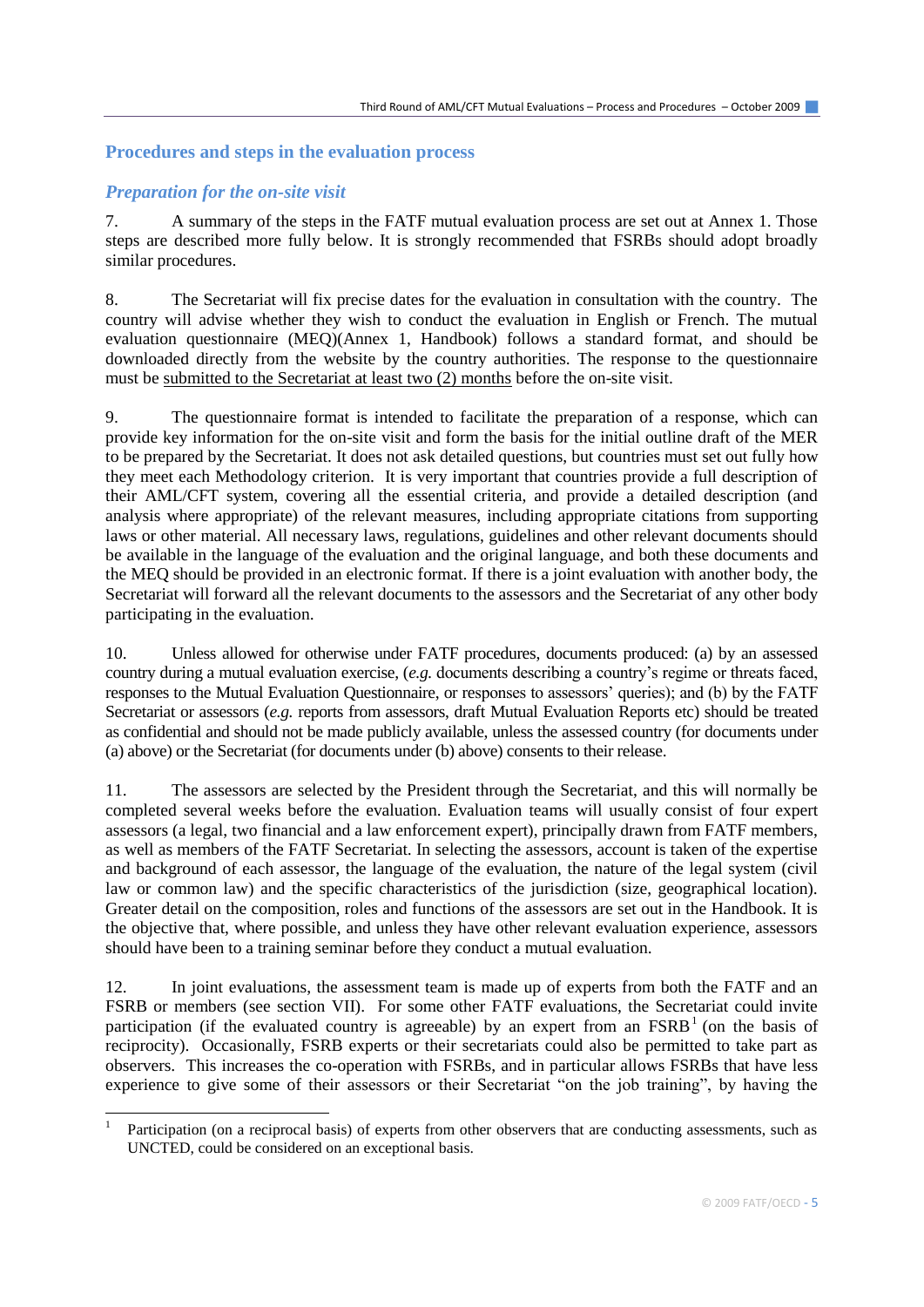## Procedures and steps in the evaluation process

### *Preparation for the on-site visit*

7. A summary of the steps in the FATF mutual evaluation process are set out at Annex 1. Those steps are described more fully below. It is strongly recommended that FSRBs should adopt broadly similar procedures.

8. The Secretariat will fix precise dates for the evaluation in consultation with the country. The country will advise whether they wish to conduct the evaluation in English or French. The mutual evaluation questionnaire (MEQ)(Annex 1, Handbook) follows a standard format, and should be downloaded directly from the website by the country authorities. The response to the questionnaire must be submitted to the Secretariat at least two (2) months before the on-site visit.

9. The questionnaire format is intended to facilitate the preparation of a response, which can provide key information for the on-site visit and form the basis for the initial outline draft of the MER to be prepared by the Secretariat. It does not ask detailed questions, but countries must set out fully how they meet each Methodology criterion. It is very important that countries provide a full description of their AML/CFT system, covering all the essential criteria, and provide a detailed description (and analysis where appropriate) of the relevant measures, including appropriate citations from supporting laws or other material. All necessary laws, regulations, guidelines and other relevant documents should be available in the language of the evaluation and the original language, and both these documents and the MEQ should be provided in an electronic format. If there is a joint evaluation with another body, the Secretariat will forward all the relevant documents to the assessors and the Secretariat of any other body participating in the evaluation.

10. Unless allowed for otherwise under FATF procedures, documents produced: (a) by an assessed country during a mutual evaluation exercise, (*e.g.* documents describing a country's regime or threats faced, responses to the Mutual Evaluation Questionnaire, or responses to assessors' queries); and (b) by the FATF Secretariat or assessors (*e.g.* reports from assessors, draft Mutual Evaluation Reports etc) should be treated as confidential and should not be made publicly available, unless the assessed country (for documents under (a) above) or the Secretariat (for documents under (b) above) consents to their release.

11. The assessors are selected by the President through the Secretariat, and this will normally be completed several weeks before the evaluation. Evaluation teams will usually consist of four expert assessors (a legal, two financial and a law enforcement expert), principally drawn from FATF members, as well as members of the FATF Secretariat. In selecting the assessors, account is taken of the expertise and background of each assessor, the language of the evaluation, the nature of the legal system (civil law or common law) and the specific characteristics of the jurisdiction (size, geographical location). Greater detail on the composition, roles and functions of the assessors are set out in the Handbook. It is the objective that, where possible, and unless they have other relevant evaluation experience, assessors should have been to a training seminar before they conduct a mutual evaluation.

12. In joint evaluations, the assessment team is made up of experts from both the FATF and an FSRB or members (see section VII). For some other FATF evaluations, the Secretariat could invite participation (if the evaluated country is agreeable) by an expert from an FSRB[1] (on the basis of reciprocity). Occasionally, FSRB experts or their secretariats could also be permitted to take part as observers. This increases the co-operation with FSRBs, and in particular allows FSRBs that have less experience to give some of their assessors or their Secretariat "on the job training", by having the

[1] Participation (on a reciprocal basis) of experts from other observers that are conducting assessments, such as UNCTED, could be considered on an exceptional basis.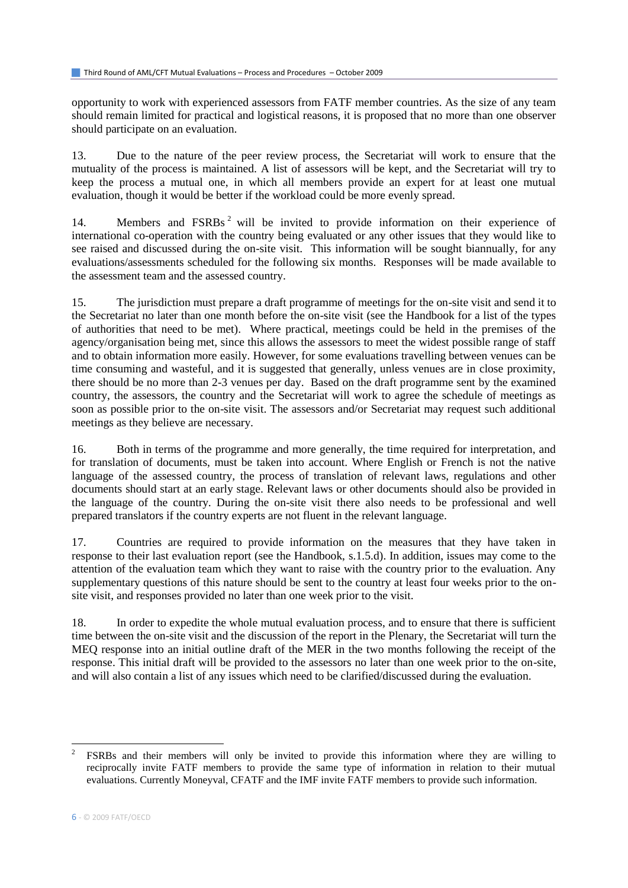opportunity to work with experienced assessors from FATF member countries. As the size of any team should remain limited for practical and logistical reasons, it is proposed that no more than one observer should participate on an evaluation.

13. Due to the nature of the peer review process, the Secretariat will work to ensure that the mutuality of the process is maintained. A list of assessors will be kept, and the Secretariat will try to keep the process a mutual one, in which all members provide an expert for at least one mutual evaluation, though it would be better if the workload could be more evenly spread.

14. Members and FSRBs[2] will be invited to provide information on their experience of international co-operation with the country being evaluated or any other issues that they would like to see raised and discussed during the on-site visit. This information will be sought biannually, for any evaluations/assessments scheduled for the following six months. Responses will be made available to the assessment team and the assessed country.

15. The jurisdiction must prepare a draft programme of meetings for the on-site visit and send it to the Secretariat no later than one month before the on-site visit (see the Handbook for a list of the types of authorities that need to be met). Where practical, meetings could be held in the premises of the agency/organisation being met, since this allows the assessors to meet the widest possible range of staff and to obtain information more easily. However, for some evaluations travelling between venues can be time consuming and wasteful, and it is suggested that generally, unless venues are in close proximity, there should be no more than 2-3 venues per day. Based on the draft programme sent by the examined country, the assessors, the country and the Secretariat will work to agree the schedule of meetings as soon as possible prior to the on-site visit. The assessors and/or Secretariat may request such additional meetings as they believe are necessary.

16. Both in terms of the programme and more generally, the time required for interpretation, and for translation of documents, must be taken into account. Where English or French is not the native language of the assessed country, the process of translation of relevant laws, regulations and other documents should start at an early stage. Relevant laws or other documents should also be provided in the language of the country. During the on-site visit there also needs to be professional and well prepared translators if the country experts are not fluent in the relevant language.

17. Countries are required to provide information on the measures that they have taken in response to their last evaluation report (see the Handbook, s.1.5.d). In addition, issues may come to the attention of the evaluation team which they want to raise with the country prior to the evaluation. Any supplementary questions of this nature should be sent to the country at least four weeks prior to the on-site visit, and responses provided no later than one week prior to the visit.

18. In order to expedite the whole mutual evaluation process, and to ensure that there is sufficient time between the on-site visit and the discussion of the report in the Plenary, the Secretariat will turn the MEQ response into an initial outline draft of the MER in the two months following the receipt of the response. This initial draft will be provided to the assessors no later than one week prior to the on-site, and will also contain a list of any issues which need to be clarified/discussed during the evaluation.

---

[2] FSRBs and their members will only be invited to provide this information where they are willing to reciprocally invite FATF members to provide the same type of information in relation to their mutual evaluations. Currently Moneyval, CFATF and the IMF invite FATF members to provide such information.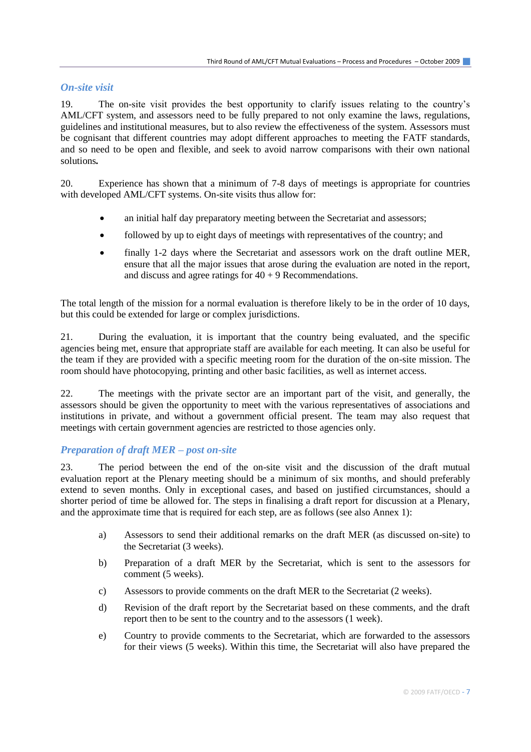### *On-site visit*

19. The on-site visit provides the best opportunity to clarify issues relating to the country's AML/CFT system, and assessors need to be fully prepared to not only examine the laws, regulations, guidelines and institutional measures, but to also review the effectiveness of the system. Assessors must be cognisant that different countries may adopt different approaches to meeting the FATF standards, and so need to be open and flexible, and seek to avoid narrow comparisons with their own national solutions**.**

20. Experience has shown that a minimum of 7-8 days of meetings is appropriate for countries with developed AML/CFT systems. On-site visits thus allow for:

- an initial half day preparatory meeting between the Secretariat and assessors;
- followed by up to eight days of meetings with representatives of the country; and
- finally 1-2 days where the Secretariat and assessors work on the draft outline MER, ensure that all the major issues that arose during the evaluation are noted in the report, and discuss and agree ratings for 40 + 9 Recommendations.

The total length of the mission for a normal evaluation is therefore likely to be in the order of 10 days, but this could be extended for large or complex jurisdictions.

21. During the evaluation, it is important that the country being evaluated, and the specific agencies being met, ensure that appropriate staff are available for each meeting. It can also be useful for the team if they are provided with a specific meeting room for the duration of the on-site mission. The room should have photocopying, printing and other basic facilities, as well as internet access.

22. The meetings with the private sector are an important part of the visit, and generally, the assessors should be given the opportunity to meet with the various representatives of associations and institutions in private, and without a government official present. The team may also request that meetings with certain government agencies are restricted to those agencies only.

### *Preparation of draft MER – post on-site*

23. The period between the end of the on-site visit and the discussion of the draft mutual evaluation report at the Plenary meeting should be a minimum of six months, and should preferably extend to seven months. Only in exceptional cases, and based on justified circumstances, should a shorter period of time be allowed for. The steps in finalising a draft report for discussion at a Plenary, and the approximate time that is required for each step, are as follows (see also Annex 1):

a) Assessors to send their additional remarks on the draft MER (as discussed on-site) to the Secretariat (3 weeks).

b) Preparation of a draft MER by the Secretariat, which is sent to the assessors for comment (5 weeks).

c) Assessors to provide comments on the draft MER to the Secretariat (2 weeks).

d) Revision of the draft report by the Secretariat based on these comments, and the draft report then to be sent to the country and to the assessors (1 week).

e) Country to provide comments to the Secretariat, which are forwarded to the assessors for their views (5 weeks). Within this time, the Secretariat will also have prepared the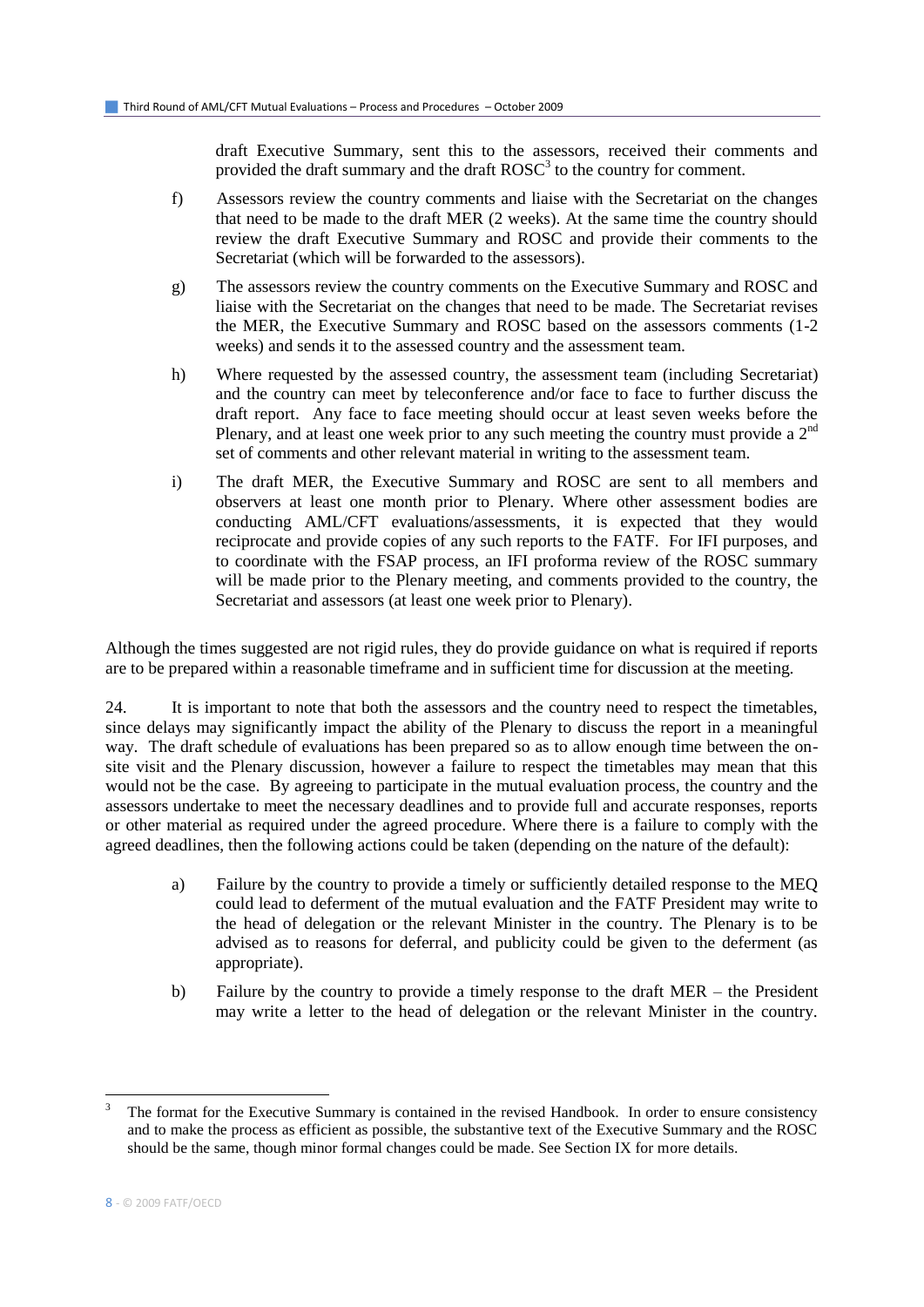draft Executive Summary, sent this to the assessors, received their comments and provided the draft summary and the draft ROSC[3] to the country for comment.

f) Assessors review the country comments and liaise with the Secretariat on the changes that need to be made to the draft MER (2 weeks). At the same time the country should review the draft Executive Summary and ROSC and provide their comments to the Secretariat (which will be forwarded to the assessors).

g) The assessors review the country comments on the Executive Summary and ROSC and liaise with the Secretariat on the changes that need to be made. The Secretariat revises the MER, the Executive Summary and ROSC based on the assessors comments (1-2 weeks) and sends it to the assessed country and the assessment team.

h) Where requested by the assessed country, the assessment team (including Secretariat) and the country can meet by teleconference and/or face to face to further discuss the draft report. Any face to face meeting should occur at least seven weeks before the Plenary, and at least one week prior to any such meeting the country must provide a 2nd set of comments and other relevant material in writing to the assessment team.

i) The draft MER, the Executive Summary and ROSC are sent to all members and observers at least one month prior to Plenary. Where other assessment bodies are conducting AML/CFT evaluations/assessments, it is expected that they would reciprocate and provide copies of any such reports to the FATF. For IFI purposes, and to coordinate with the FSAP process, an IFI proforma review of the ROSC summary will be made prior to the Plenary meeting, and comments provided to the country, the Secretariat and assessors (at least one week prior to Plenary).

Although the times suggested are not rigid rules, they do provide guidance on what is required if reports are to be prepared within a reasonable timeframe and in sufficient time for discussion at the meeting.

24. It is important to note that both the assessors and the country need to respect the timetables, since delays may significantly impact the ability of the Plenary to discuss the report in a meaningful way. The draft schedule of evaluations has been prepared so as to allow enough time between the on-site visit and the Plenary discussion, however a failure to respect the timetables may mean that this would not be the case. By agreeing to participate in the mutual evaluation process, the country and the assessors undertake to meet the necessary deadlines and to provide full and accurate responses, reports or other material as required under the agreed procedure. Where there is a failure to comply with the agreed deadlines, then the following actions could be taken (depending on the nature of the default):

a) Failure by the country to provide a timely or sufficiently detailed response to the MEQ could lead to deferment of the mutual evaluation and the FATF President may write to the head of delegation or the relevant Minister in the country. The Plenary is to be advised as to reasons for deferral, and publicity could be given to the deferment (as appropriate).

b) Failure by the country to provide a timely response to the draft MER – the President may write a letter to the head of delegation or the relevant Minister in the country.

[3] The format for the Executive Summary is contained in the revised Handbook. In order to ensure consistency and to make the process as efficient as possible, the substantive text of the Executive Summary and the ROSC should be the same, though minor formal changes could be made. See Section IX for more details.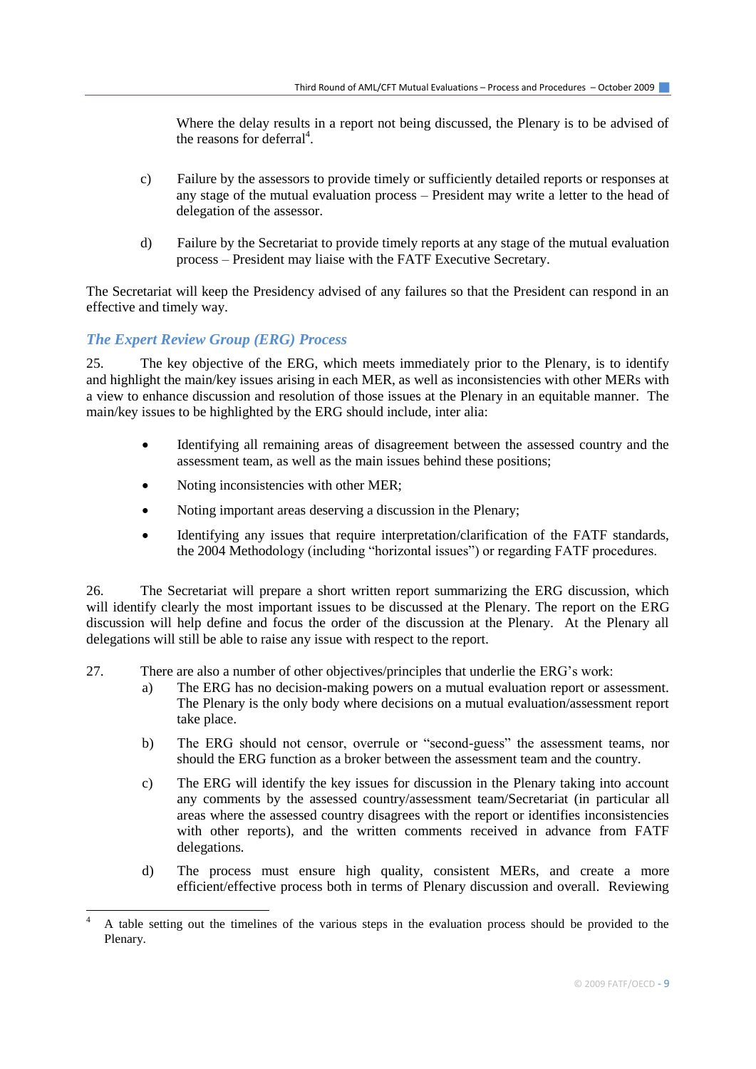Where the delay results in a report not being discussed, the Plenary is to be advised of the reasons for deferral[4].

c) Failure by the assessors to provide timely or sufficiently detailed reports or responses at any stage of the mutual evaluation process – President may write a letter to the head of delegation of the assessor.

d) Failure by the Secretariat to provide timely reports at any stage of the mutual evaluation process – President may liaise with the FATF Executive Secretary.

The Secretariat will keep the Presidency advised of any failures so that the President can respond in an effective and timely way.

### *The Expert Review Group (ERG) Process*

25. The key objective of the ERG, which meets immediately prior to the Plenary, is to identify and highlight the main/key issues arising in each MER, as well as inconsistencies with other MERs with a view to enhance discussion and resolution of those issues at the Plenary in an equitable manner. The main/key issues to be highlighted by the ERG should include, inter alia:

- Identifying all remaining areas of disagreement between the assessed country and the assessment team, as well as the main issues behind these positions;
- Noting inconsistencies with other MER;
- Noting important areas deserving a discussion in the Plenary;
- Identifying any issues that require interpretation/clarification of the FATF standards, the 2004 Methodology (including "horizontal issues") or regarding FATF procedures.

26. The Secretariat will prepare a short written report summarizing the ERG discussion, which will identify clearly the most important issues to be discussed at the Plenary. The report on the ERG discussion will help define and focus the order of the discussion at the Plenary. At the Plenary all delegations will still be able to raise any issue with respect to the report.

27. There are also a number of other objectives/principles that underlie the ERG's work:

a) The ERG has no decision-making powers on a mutual evaluation report or assessment. The Plenary is the only body where decisions on a mutual evaluation/assessment report take place.

b) The ERG should not censor, overrule or "second-guess" the assessment teams, nor should the ERG function as a broker between the assessment team and the country.

c) The ERG will identify the key issues for discussion in the Plenary taking into account any comments by the assessed country/assessment team/Secretariat (in particular all areas where the assessed country disagrees with the report or identifies inconsistencies with other reports), and the written comments received in advance from FATF delegations.

d) The process must ensure high quality, consistent MERs, and create a more efficient/effective process both in terms of Plenary discussion and overall. Reviewing

---

[4] A table setting out the timelines of the various steps in the evaluation process should be provided to the Plenary.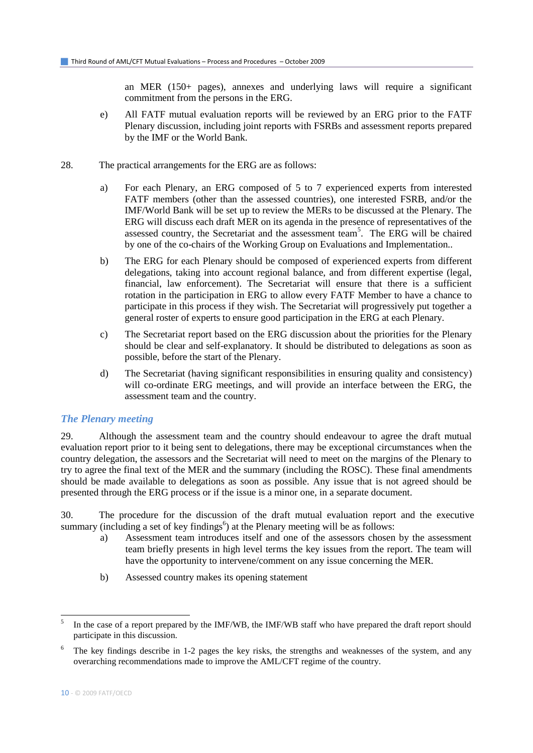an MER (150+ pages), annexes and underlying laws will require a significant commitment from the persons in the ERG.

e) All FATF mutual evaluation reports will be reviewed by an ERG prior to the FATF Plenary discussion, including joint reports with FSRBs and assessment reports prepared by the IMF or the World Bank.

28. The practical arrangements for the ERG are as follows:

a) For each Plenary, an ERG composed of 5 to 7 experienced experts from interested FATF members (other than the assessed countries), one interested FSRB, and/or the IMF/World Bank will be set up to review the MERs to be discussed at the Plenary. The ERG will discuss each draft MER on its agenda in the presence of representatives of the assessed country, the Secretariat and the assessment team[5]. The ERG will be chaired by one of the co-chairs of the Working Group on Evaluations and Implementation..

b) The ERG for each Plenary should be composed of experienced experts from different delegations, taking into account regional balance, and from different expertise (legal, financial, law enforcement). The Secretariat will ensure that there is a sufficient rotation in the participation in ERG to allow every FATF Member to have a chance to participate in this process if they wish. The Secretariat will progressively put together a general roster of experts to ensure good participation in the ERG at each Plenary.

c) The Secretariat report based on the ERG discussion about the priorities for the Plenary should be clear and self-explanatory. It should be distributed to delegations as soon as possible, before the start of the Plenary.

d) The Secretariat (having significant responsibilities in ensuring quality and consistency) will co-ordinate ERG meetings, and will provide an interface between the ERG, the assessment team and the country.

### *The Plenary meeting*

29. Although the assessment team and the country should endeavour to agree the draft mutual evaluation report prior to it being sent to delegations, there may be exceptional circumstances when the country delegation, the assessors and the Secretariat will need to meet on the margins of the Plenary to try to agree the final text of the MER and the summary (including the ROSC). These final amendments should be made available to delegations as soon as possible. Any issue that is not agreed should be presented through the ERG process or if the issue is a minor one, in a separate document.

30. The procedure for the discussion of the draft mutual evaluation report and the executive summary (including a set of key findings[6]) at the Plenary meeting will be as follows:

a) Assessment team introduces itself and one of the assessors chosen by the assessment team briefly presents in high level terms the key issues from the report. The team will have the opportunity to intervene/comment on any issue concerning the MER.

b) Assessed country makes its opening statement

[5] In the case of a report prepared by the IMF/WB, the IMF/WB staff who have prepared the draft report should participate in this discussion.

[6] The key findings describe in 1-2 pages the key risks, the strengths and weaknesses of the system, and any overarching recommendations made to improve the AML/CFT regime of the country.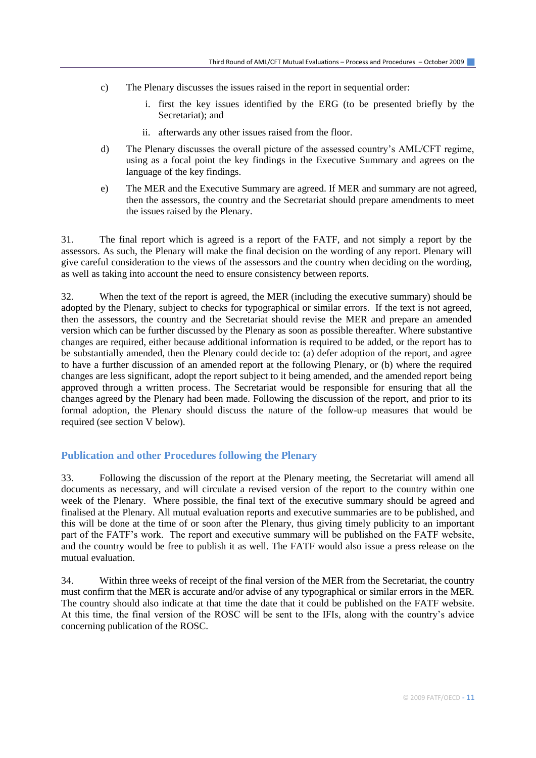c) The Plenary discusses the issues raised in the report in sequential order:

   i. first the key issues identified by the ERG (to be presented briefly by the Secretariat); and

   ii. afterwards any other issues raised from the floor.

d) The Plenary discusses the overall picture of the assessed country's AML/CFT regime, using as a focal point the key findings in the Executive Summary and agrees on the language of the key findings.

e) The MER and the Executive Summary are agreed. If MER and summary are not agreed, then the assessors, the country and the Secretariat should prepare amendments to meet the issues raised by the Plenary.

31. The final report which is agreed is a report of the FATF, and not simply a report by the assessors. As such, the Plenary will make the final decision on the wording of any report. Plenary will give careful consideration to the views of the assessors and the country when deciding on the wording, as well as taking into account the need to ensure consistency between reports.

32. When the text of the report is agreed, the MER (including the executive summary) should be adopted by the Plenary, subject to checks for typographical or similar errors. If the text is not agreed, then the assessors, the country and the Secretariat should revise the MER and prepare an amended version which can be further discussed by the Plenary as soon as possible thereafter. Where substantive changes are required, either because additional information is required to be added, or the report has to be substantially amended, then the Plenary could decide to: (a) defer adoption of the report, and agree to have a further discussion of an amended report at the following Plenary, or (b) where the required changes are less significant, adopt the report subject to it being amended, and the amended report being approved through a written process. The Secretariat would be responsible for ensuring that all the changes agreed by the Plenary had been made. Following the discussion of the report, and prior to its formal adoption, the Plenary should discuss the nature of the follow-up measures that would be required (see section V below).

## Publication and other Procedures following the Plenary

33. Following the discussion of the report at the Plenary meeting, the Secretariat will amend all documents as necessary, and will circulate a revised version of the report to the country within one week of the Plenary. Where possible, the final text of the executive summary should be agreed and finalised at the Plenary. All mutual evaluation reports and executive summaries are to be published, and this will be done at the time of or soon after the Plenary, thus giving timely publicity to an important part of the FATF's work. The report and executive summary will be published on the FATF website, and the country would be free to publish it as well. The FATF would also issue a press release on the mutual evaluation.

34. Within three weeks of receipt of the final version of the MER from the Secretariat, the country must confirm that the MER is accurate and/or advise of any typographical or similar errors in the MER. The country should also indicate at that time the date that it could be published on the FATF website. At this time, the final version of the ROSC will be sent to the IFIs, along with the country's advice concerning publication of the ROSC.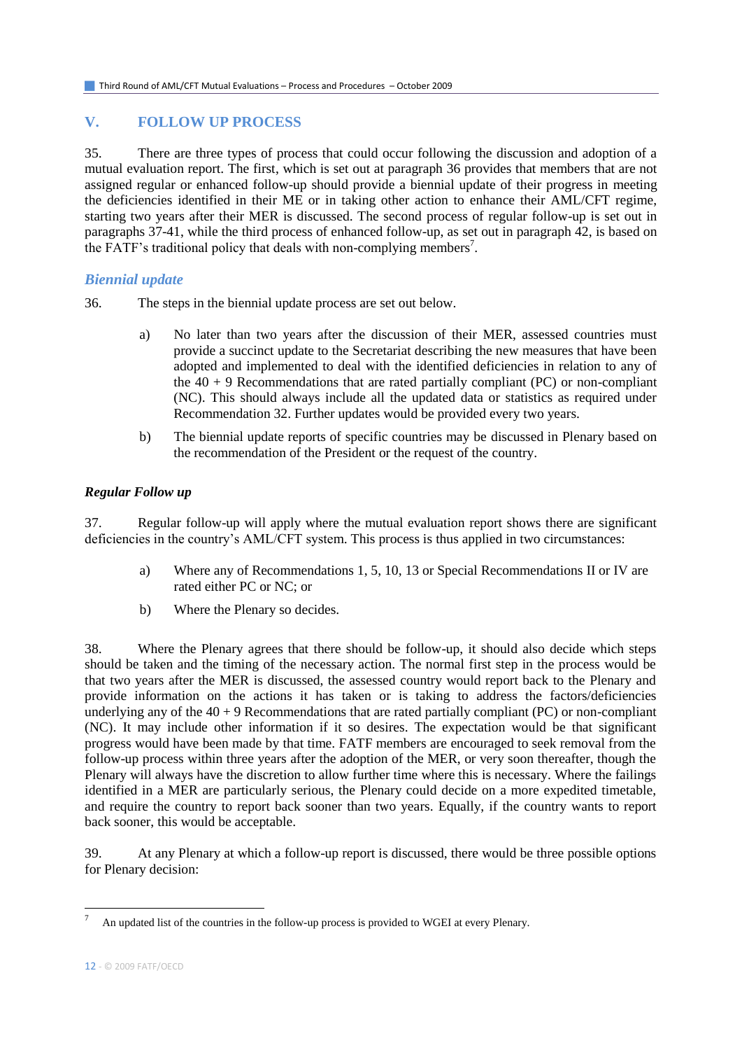## V. FOLLOW UP PROCESS

35. There are three types of process that could occur following the discussion and adoption of a mutual evaluation report. The first, which is set out at paragraph 36 provides that members that are not assigned regular or enhanced follow-up should provide a biennial update of their progress in meeting the deficiencies identified in their ME or in taking other action to enhance their AML/CFT regime, starting two years after their MER is discussed. The second process of regular follow-up is set out in paragraphs 37-41, while the third process of enhanced follow-up, as set out in paragraph 42, is based on the FATF's traditional policy that deals with non-complying members[7].

### *Biennial update*

36. The steps in the biennial update process are set out below.

a) No later than two years after the discussion of their MER, assessed countries must provide a succinct update to the Secretariat describing the new measures that have been adopted and implemented to deal with the identified deficiencies in relation to any of the 40 + 9 Recommendations that are rated partially compliant (PC) or non-compliant (NC). This should always include all the updated data or statistics as required under Recommendation 32. Further updates would be provided every two years.

b) The biennial update reports of specific countries may be discussed in Plenary based on the recommendation of the President or the request of the country.

### ***Regular Follow up***

37. Regular follow-up will apply where the mutual evaluation report shows there are significant deficiencies in the country's AML/CFT system. This process is thus applied in two circumstances:

a) Where any of Recommendations 1, 5, 10, 13 or Special Recommendations II or IV are rated either PC or NC; or

b) Where the Plenary so decides.

38. Where the Plenary agrees that there should be follow-up, it should also decide which steps should be taken and the timing of the necessary action. The normal first step in the process would be that two years after the MER is discussed, the assessed country would report back to the Plenary and provide information on the actions it has taken or is taking to address the factors/deficiencies underlying any of the 40 + 9 Recommendations that are rated partially compliant (PC) or non-compliant (NC). It may include other information if it so desires. The expectation would be that significant progress would have been made by that time. FATF members are encouraged to seek removal from the follow-up process within three years after the adoption of the MER, or very soon thereafter, though the Plenary will always have the discretion to allow further time where this is necessary. Where the failings identified in a MER are particularly serious, the Plenary could decide on a more expedited timetable, and require the country to report back sooner than two years. Equally, if the country wants to report back sooner, this would be acceptable.

39. At any Plenary at which a follow-up report is discussed, there would be three possible options for Plenary decision:

[7] An updated list of the countries in the follow-up process is provided to WGEI at every Plenary.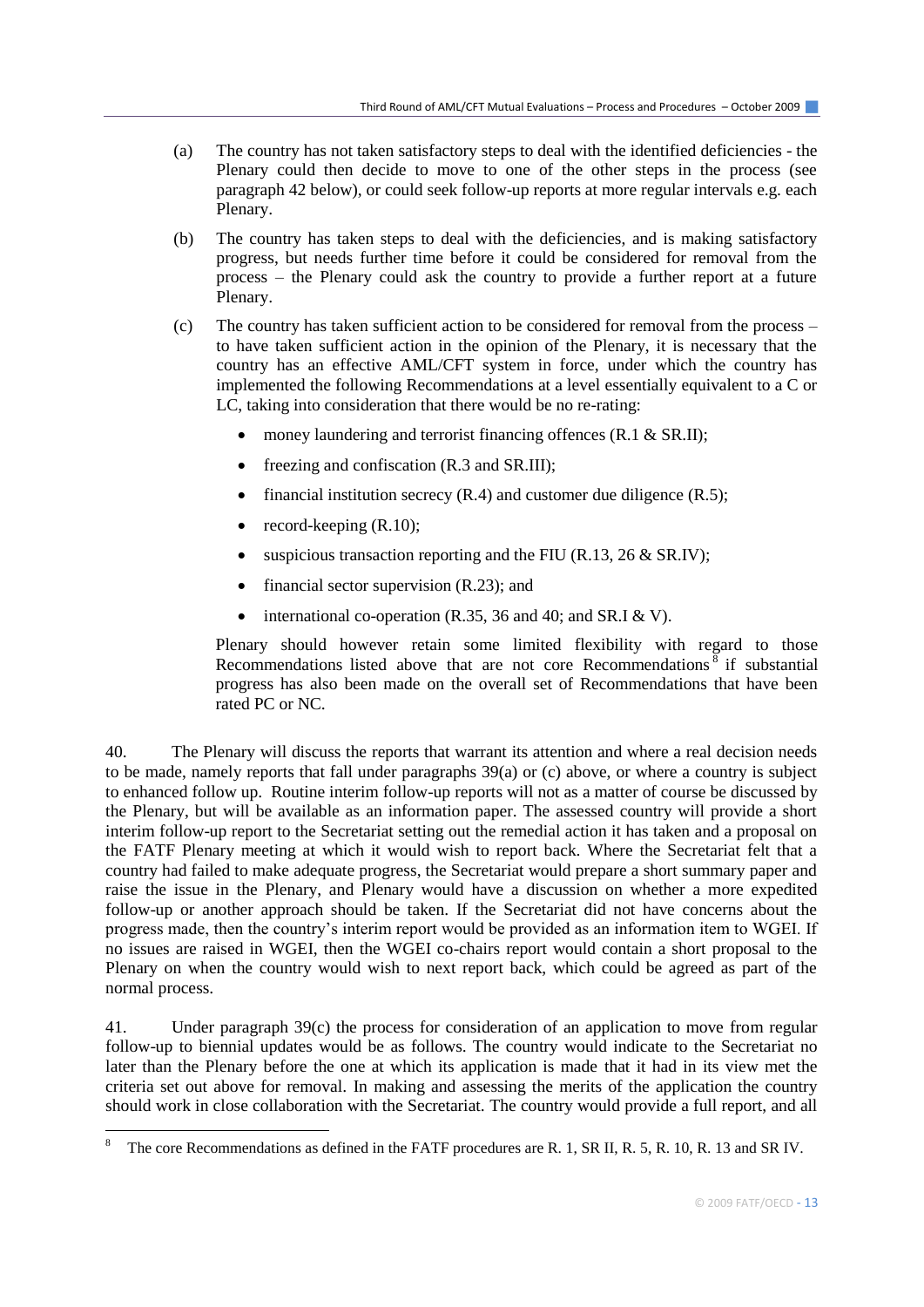(a) The country has not taken satisfactory steps to deal with the identified deficiencies - the Plenary could then decide to move to one of the other steps in the process (see paragraph 42 below), or could seek follow-up reports at more regular intervals e.g. each Plenary.

(b) The country has taken steps to deal with the deficiencies, and is making satisfactory progress, but needs further time before it could be considered for removal from the process – the Plenary could ask the country to provide a further report at a future Plenary.

(c) The country has taken sufficient action to be considered for removal from the process – to have taken sufficient action in the opinion of the Plenary, it is necessary that the country has an effective AML/CFT system in force, under which the country has implemented the following Recommendations at a level essentially equivalent to a C or LC, taking into consideration that there would be no re-rating:

- money laundering and terrorist financing offences (R.1 & SR.II);
- freezing and confiscation (R.3 and SR.III);
- financial institution secrecy (R.4) and customer due diligence (R.5);
- record-keeping (R.10);
- suspicious transaction reporting and the FIU (R.13, 26 & SR.IV);
- financial sector supervision (R.23); and
- international co-operation (R.35, 36 and 40; and SR.I & V).

Plenary should however retain some limited flexibility with regard to those Recommendations listed above that are not core Recommendations[8] if substantial progress has also been made on the overall set of Recommendations that have been rated PC or NC.

40. The Plenary will discuss the reports that warrant its attention and where a real decision needs to be made, namely reports that fall under paragraphs 39(a) or (c) above, or where a country is subject to enhanced follow up. Routine interim follow-up reports will not as a matter of course be discussed by the Plenary, but will be available as an information paper. The assessed country will provide a short interim follow-up report to the Secretariat setting out the remedial action it has taken and a proposal on the FATF Plenary meeting at which it would wish to report back. Where the Secretariat felt that a country had failed to make adequate progress, the Secretariat would prepare a short summary paper and raise the issue in the Plenary, and Plenary would have a discussion on whether a more expedited follow-up or another approach should be taken. If the Secretariat did not have concerns about the progress made, then the country's interim report would be provided as an information item to WGEI. If no issues are raised in WGEI, then the WGEI co-chairs report would contain a short proposal to the Plenary on when the country would wish to next report back, which could be agreed as part of the normal process.

41. Under paragraph 39(c) the process for consideration of an application to move from regular follow-up to biennial updates would be as follows. The country would indicate to the Secretariat no later than the Plenary before the one at which its application is made that it had in its view met the criteria set out above for removal. In making and assessing the merits of the application the country should work in close collaboration with the Secretariat. The country would provide a full report, and all

---

[8] The core Recommendations as defined in the FATF procedures are R. 1, SR II, R. 5, R. 10, R. 13 and SR IV.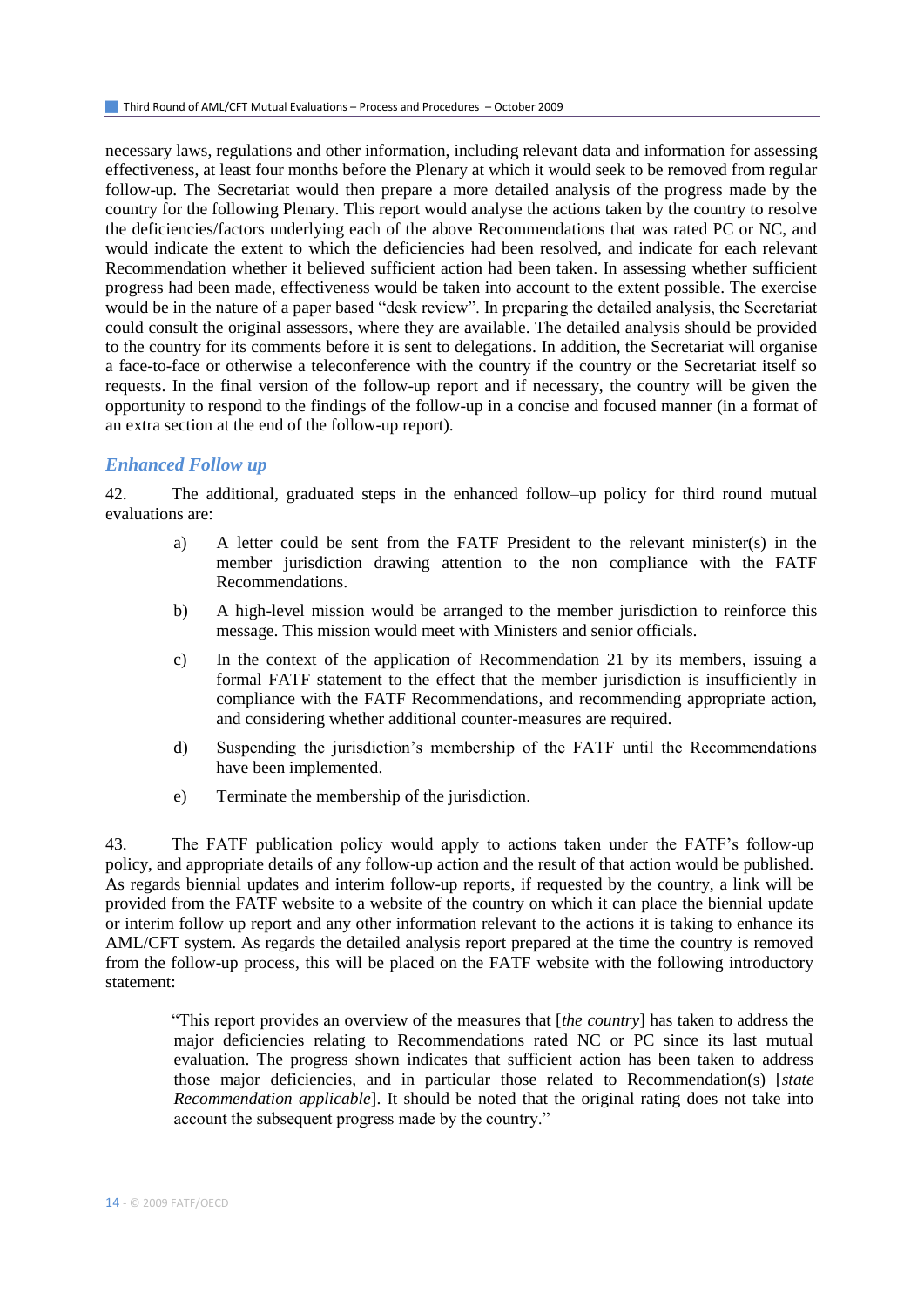necessary laws, regulations and other information, including relevant data and information for assessing effectiveness, at least four months before the Plenary at which it would seek to be removed from regular follow-up. The Secretariat would then prepare a more detailed analysis of the progress made by the country for the following Plenary. This report would analyse the actions taken by the country to resolve the deficiencies/factors underlying each of the above Recommendations that was rated PC or NC, and would indicate the extent to which the deficiencies had been resolved, and indicate for each relevant Recommendation whether it believed sufficient action had been taken. In assessing whether sufficient progress had been made, effectiveness would be taken into account to the extent possible. The exercise would be in the nature of a paper based "desk review". In preparing the detailed analysis, the Secretariat could consult the original assessors, where they are available. The detailed analysis should be provided to the country for its comments before it is sent to delegations. In addition, the Secretariat will organise a face-to-face or otherwise a teleconference with the country if the country or the Secretariat itself so requests. In the final version of the follow-up report and if necessary, the country will be given the opportunity to respond to the findings of the follow-up in a concise and focused manner (in a format of an extra section at the end of the follow-up report).

### *Enhanced Follow up*

42. The additional, graduated steps in the enhanced follow–up policy for third round mutual evaluations are:

a) A letter could be sent from the FATF President to the relevant minister(s) in the member jurisdiction drawing attention to the non compliance with the FATF Recommendations.

b) A high-level mission would be arranged to the member jurisdiction to reinforce this message. This mission would meet with Ministers and senior officials.

c) In the context of the application of Recommendation 21 by its members, issuing a formal FATF statement to the effect that the member jurisdiction is insufficiently in compliance with the FATF Recommendations, and recommending appropriate action, and considering whether additional counter-measures are required.

d) Suspending the jurisdiction's membership of the FATF until the Recommendations have been implemented.

e) Terminate the membership of the jurisdiction.

43. The FATF publication policy would apply to actions taken under the FATF's follow-up policy, and appropriate details of any follow-up action and the result of that action would be published. As regards biennial updates and interim follow-up reports, if requested by the country, a link will be provided from the FATF website to a website of the country on which it can place the biennial update or interim follow up report and any other information relevant to the actions it is taking to enhance its AML/CFT system. As regards the detailed analysis report prepared at the time the country is removed from the follow-up process, this will be placed on the FATF website with the following introductory statement:

> "This report provides an overview of the measures that [*the country*] has taken to address the major deficiencies relating to Recommendations rated NC or PC since its last mutual evaluation. The progress shown indicates that sufficient action has been taken to address those major deficiencies, and in particular those related to Recommendation(s) [*state Recommendation applicable*]. It should be noted that the original rating does not take into account the subsequent progress made by the country."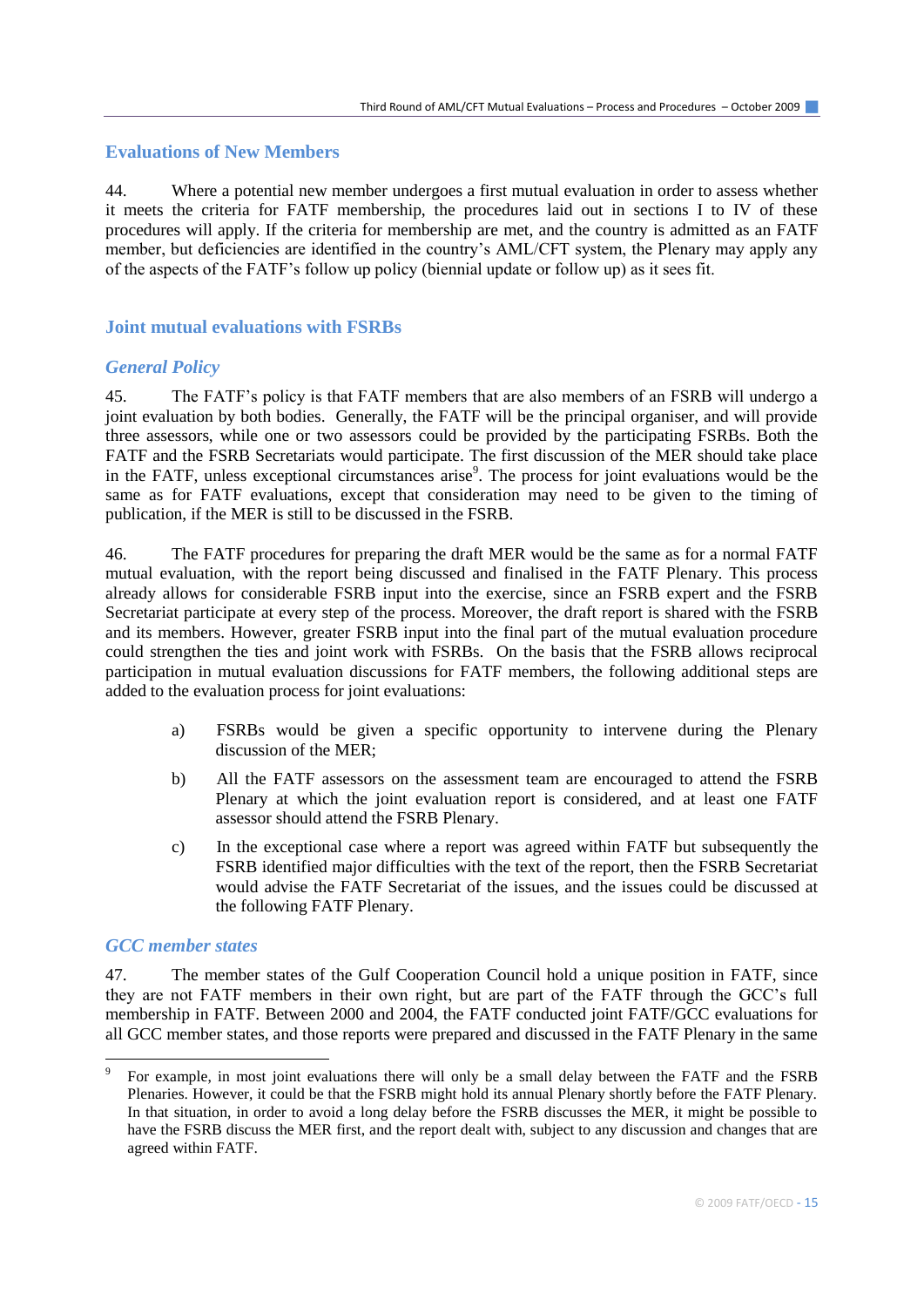## Evaluations of New Members

44. Where a potential new member undergoes a first mutual evaluation in order to assess whether it meets the criteria for FATF membership, the procedures laid out in sections I to IV of these procedures will apply. If the criteria for membership are met, and the country is admitted as an FATF member, but deficiencies are identified in the country's AML/CFT system, the Plenary may apply any of the aspects of the FATF's follow up policy (biennial update or follow up) as it sees fit.

## Joint mutual evaluations with FSRBs

### *General Policy*

45. The FATF's policy is that FATF members that are also members of an FSRB will undergo a joint evaluation by both bodies. Generally, the FATF will be the principal organiser, and will provide three assessors, while one or two assessors could be provided by the participating FSRBs. Both the FATF and the FSRB Secretariats would participate. The first discussion of the MER should take place in the FATF, unless exceptional circumstances arise[9]. The process for joint evaluations would be the same as for FATF evaluations, except that consideration may need to be given to the timing of publication, if the MER is still to be discussed in the FSRB.

46. The FATF procedures for preparing the draft MER would be the same as for a normal FATF mutual evaluation, with the report being discussed and finalised in the FATF Plenary. This process already allows for considerable FSRB input into the exercise, since an FSRB expert and the FSRB Secretariat participate at every step of the process. Moreover, the draft report is shared with the FSRB and its members. However, greater FSRB input into the final part of the mutual evaluation procedure could strengthen the ties and joint work with FSRBs. On the basis that the FSRB allows reciprocal participation in mutual evaluation discussions for FATF members, the following additional steps are added to the evaluation process for joint evaluations:

a) FSRBs would be given a specific opportunity to intervene during the Plenary discussion of the MER;

b) All the FATF assessors on the assessment team are encouraged to attend the FSRB Plenary at which the joint evaluation report is considered, and at least one FATF assessor should attend the FSRB Plenary.

c) In the exceptional case where a report was agreed within FATF but subsequently the FSRB identified major difficulties with the text of the report, then the FSRB Secretariat would advise the FATF Secretariat of the issues, and the issues could be discussed at the following FATF Plenary.

### *GCC member states*

47. The member states of the Gulf Cooperation Council hold a unique position in FATF, since they are not FATF members in their own right, but are part of the FATF through the GCC's full membership in FATF. Between 2000 and 2004, the FATF conducted joint FATF/GCC evaluations for all GCC member states, and those reports were prepared and discussed in the FATF Plenary in the same

---

[9] For example, in most joint evaluations there will only be a small delay between the FATF and the FSRB Plenaries. However, it could be that the FSRB might hold its annual Plenary shortly before the FATF Plenary. In that situation, in order to avoid a long delay before the FSRB discusses the MER, it might be possible to have the FSRB discuss the MER first, and the report dealt with, subject to any discussion and changes that are agreed within FATF.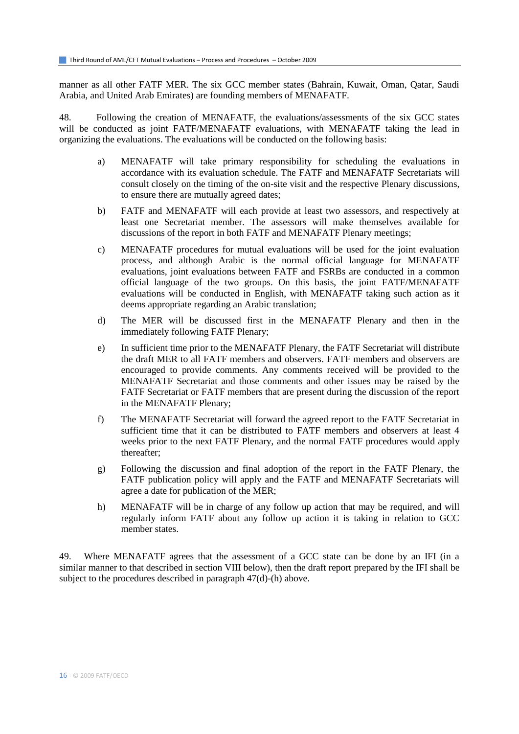manner as all other FATF MER. The six GCC member states (Bahrain, Kuwait, Oman, Qatar, Saudi Arabia, and United Arab Emirates) are founding members of MENAFATF.

48. Following the creation of MENAFATF, the evaluations/assessments of the six GCC states will be conducted as joint FATF/MENAFATF evaluations, with MENAFATF taking the lead in organizing the evaluations. The evaluations will be conducted on the following basis:

a) MENAFATF will take primary responsibility for scheduling the evaluations in accordance with its evaluation schedule. The FATF and MENAFATF Secretariats will consult closely on the timing of the on-site visit and the respective Plenary discussions, to ensure there are mutually agreed dates;

b) FATF and MENAFATF will each provide at least two assessors, and respectively at least one Secretariat member. The assessors will make themselves available for discussions of the report in both FATF and MENAFATF Plenary meetings;

c) MENAFATF procedures for mutual evaluations will be used for the joint evaluation process, and although Arabic is the normal official language for MENAFATF evaluations, joint evaluations between FATF and FSRBs are conducted in a common official language of the two groups. On this basis, the joint FATF/MENAFATF evaluations will be conducted in English, with MENAFATF taking such action as it deems appropriate regarding an Arabic translation;

d) The MER will be discussed first in the MENAFATF Plenary and then in the immediately following FATF Plenary;

e) In sufficient time prior to the MENAFATF Plenary, the FATF Secretariat will distribute the draft MER to all FATF members and observers. FATF members and observers are encouraged to provide comments. Any comments received will be provided to the MENAFATF Secretariat and those comments and other issues may be raised by the FATF Secretariat or FATF members that are present during the discussion of the report in the MENAFATF Plenary;

f) The MENAFATF Secretariat will forward the agreed report to the FATF Secretariat in sufficient time that it can be distributed to FATF members and observers at least 4 weeks prior to the next FATF Plenary, and the normal FATF procedures would apply thereafter;

g) Following the discussion and final adoption of the report in the FATF Plenary, the FATF publication policy will apply and the FATF and MENAFATF Secretariats will agree a date for publication of the MER;

h) MENAFATF will be in charge of any follow up action that may be required, and will regularly inform FATF about any follow up action it is taking in relation to GCC member states.

49. Where MENAFATF agrees that the assessment of a GCC state can be done by an IFI (in a similar manner to that described in section VIII below), then the draft report prepared by the IFI shall be subject to the procedures described in paragraph 47(d)-(h) above.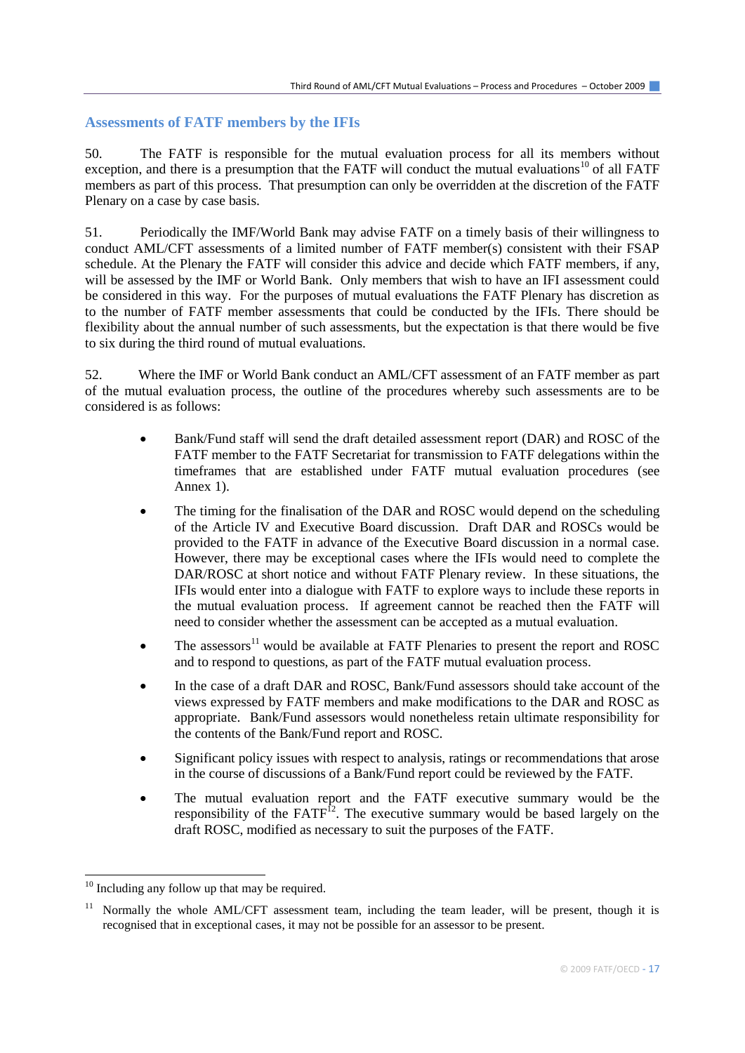## Assessments of FATF members by the IFIs

50. The FATF is responsible for the mutual evaluation process for all its members without exception, and there is a presumption that the FATF will conduct the mutual evaluations[10] of all FATF members as part of this process. That presumption can only be overridden at the discretion of the FATF Plenary on a case by case basis.

51. Periodically the IMF/World Bank may advise FATF on a timely basis of their willingness to conduct AML/CFT assessments of a limited number of FATF member(s) consistent with their FSAP schedule. At the Plenary the FATF will consider this advice and decide which FATF members, if any, will be assessed by the IMF or World Bank. Only members that wish to have an IFI assessment could be considered in this way. For the purposes of mutual evaluations the FATF Plenary has discretion as to the number of FATF member assessments that could be conducted by the IFIs. There should be flexibility about the annual number of such assessments, but the expectation is that there would be five to six during the third round of mutual evaluations.

52. Where the IMF or World Bank conduct an AML/CFT assessment of an FATF member as part of the mutual evaluation process, the outline of the procedures whereby such assessments are to be considered is as follows:

- Bank/Fund staff will send the draft detailed assessment report (DAR) and ROSC of the FATF member to the FATF Secretariat for transmission to FATF delegations within the timeframes that are established under FATF mutual evaluation procedures (see Annex 1).
- The timing for the finalisation of the DAR and ROSC would depend on the scheduling of the Article IV and Executive Board discussion. Draft DAR and ROSCs would be provided to the FATF in advance of the Executive Board discussion in a normal case. However, there may be exceptional cases where the IFIs would need to complete the DAR/ROSC at short notice and without FATF Plenary review. In these situations, the IFIs would enter into a dialogue with FATF to explore ways to include these reports in the mutual evaluation process. If agreement cannot be reached then the FATF will need to consider whether the assessment can be accepted as a mutual evaluation.
- The assessors[11] would be available at FATF Plenaries to present the report and ROSC and to respond to questions, as part of the FATF mutual evaluation process.
- In the case of a draft DAR and ROSC, Bank/Fund assessors should take account of the views expressed by FATF members and make modifications to the DAR and ROSC as appropriate. Bank/Fund assessors would nonetheless retain ultimate responsibility for the contents of the Bank/Fund report and ROSC.
- Significant policy issues with respect to analysis, ratings or recommendations that arose in the course of discussions of a Bank/Fund report could be reviewed by the FATF.
- The mutual evaluation report and the FATF executive summary would be the responsibility of the FATF[12]. The executive summary would be based largely on the draft ROSC, modified as necessary to suit the purposes of the FATF.

---

[10] Including any follow up that may be required.

[11] Normally the whole AML/CFT assessment team, including the team leader, will be present, though it is recognised that in exceptional cases, it may not be possible for an assessor to be present.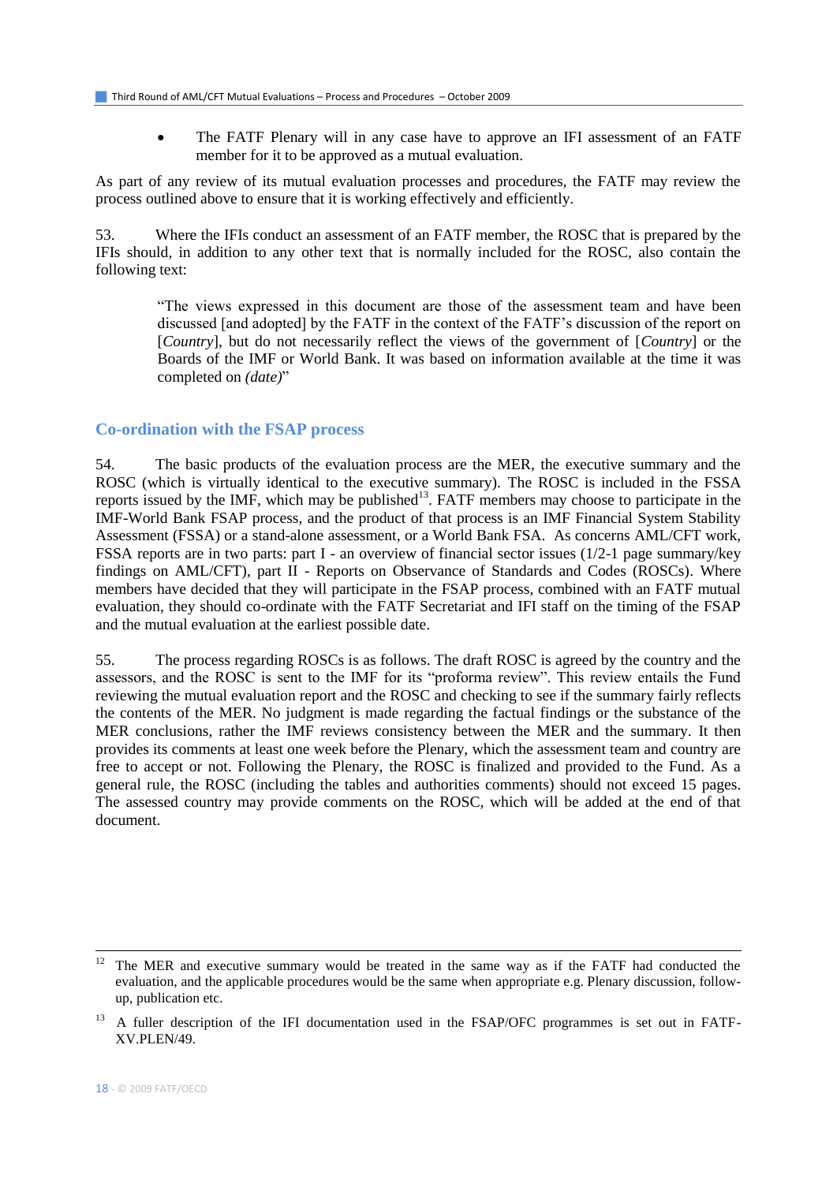- The FATF Plenary will in any case have to approve an IFI assessment of an FATF member for it to be approved as a mutual evaluation.

As part of any review of its mutual evaluation processes and procedures, the FATF may review the process outlined above to ensure that it is working effectively and efficiently.

53. Where the IFIs conduct an assessment of an FATF member, the ROSC that is prepared by the IFIs should, in addition to any other text that is normally included for the ROSC, also contain the following text:

> "The views expressed in this document are those of the assessment team and have been discussed [and adopted] by the FATF in the context of the FATF's discussion of the report on [*Country*], but do not necessarily reflect the views of the government of [*Country*] or the Boards of the IMF or World Bank. It was based on information available at the time it was completed on *(date)*"

## Co-ordination with the FSAP process

54. The basic products of the evaluation process are the MER, the executive summary and the ROSC (which is virtually identical to the executive summary). The ROSC is included in the FSSA reports issued by the IMF, which may be published[13]. FATF members may choose to participate in the IMF-World Bank FSAP process, and the product of that process is an IMF Financial System Stability Assessment (FSSA) or a stand-alone assessment, or a World Bank FSA. As concerns AML/CFT work, FSSA reports are in two parts: part I - an overview of financial sector issues (1/2-1 page summary/key findings on AML/CFT), part II - Reports on Observance of Standards and Codes (ROSCs). Where members have decided that they will participate in the FSAP process, combined with an FATF mutual evaluation, they should co-ordinate with the FATF Secretariat and IFI staff on the timing of the FSAP and the mutual evaluation at the earliest possible date.

55. The process regarding ROSCs is as follows. The draft ROSC is agreed by the country and the assessors, and the ROSC is sent to the IMF for its "proforma review". This review entails the Fund reviewing the mutual evaluation report and the ROSC and checking to see if the summary fairly reflects the contents of the MER. No judgment is made regarding the factual findings or the substance of the MER conclusions, rather the IMF reviews consistency between the MER and the summary. It then provides its comments at least one week before the Plenary, which the assessment team and country are free to accept or not. Following the Plenary, the ROSC is finalized and provided to the Fund. As a general rule, the ROSC (including the tables and authorities comments) should not exceed 15 pages. The assessed country may provide comments on the ROSC, which will be added at the end of that document.

---

[12] The MER and executive summary would be treated in the same way as if the FATF had conducted the evaluation, and the applicable procedures would be the same when appropriate e.g. Plenary discussion, follow-up, publication etc.

[13] A fuller description of the IFI documentation used in the FSAP/OFC programmes is set out in FATF-XV.PLEN/49.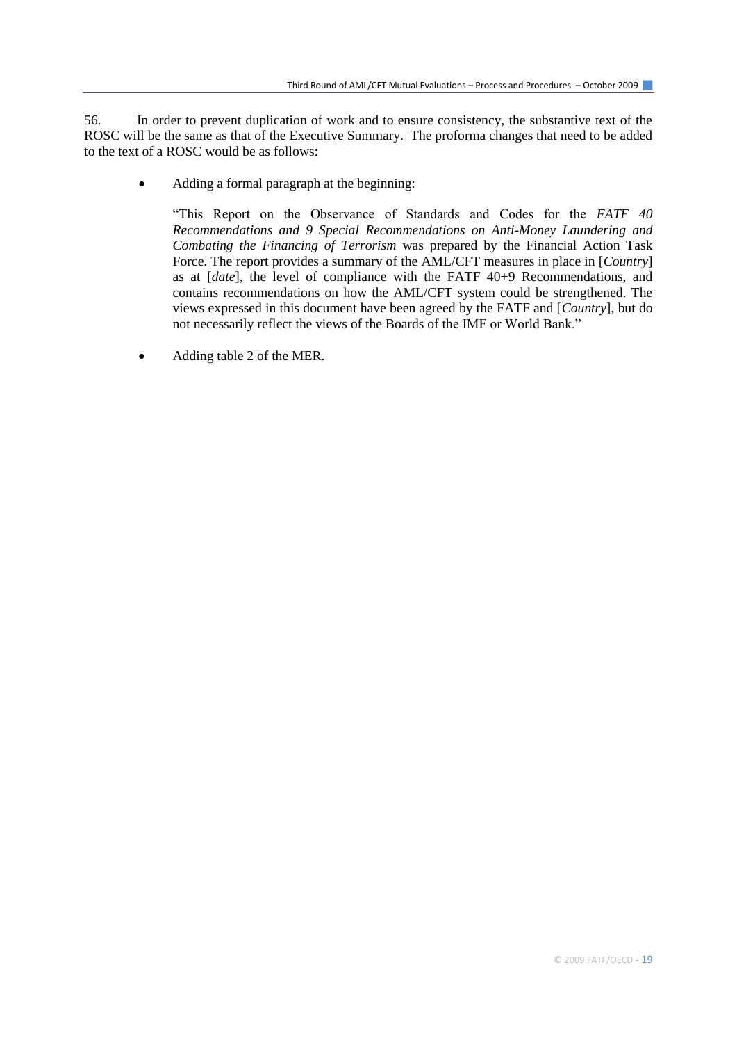56. In order to prevent duplication of work and to ensure consistency, the substantive text of the ROSC will be the same as that of the Executive Summary. The proforma changes that need to be added to the text of a ROSC would be as follows:

- Adding a formal paragraph at the beginning:

  "This Report on the Observance of Standards and Codes for the *FATF 40 Recommendations and 9 Special Recommendations on Anti-Money Laundering and Combating the Financing of Terrorism* was prepared by the Financial Action Task Force. The report provides a summary of the AML/CFT measures in place in [*Country*] as at [*date*], the level of compliance with the FATF 40+9 Recommendations, and contains recommendations on how the AML/CFT system could be strengthened. The views expressed in this document have been agreed by the FATF and [*Country*], but do not necessarily reflect the views of the Boards of the IMF or World Bank."

- Adding table 2 of the MER.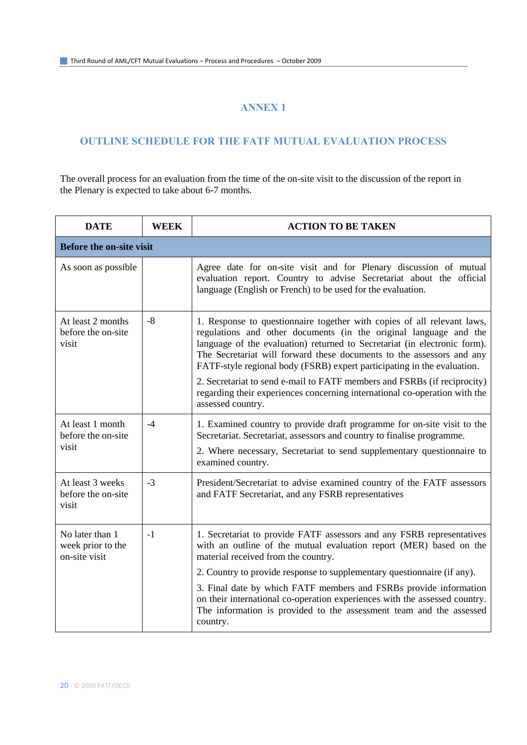# ANNEX 1

## OUTLINE SCHEDULE FOR THE FATF MUTUAL EVALUATION PROCESS

The overall process for an evaluation from the time of the on-site visit to the discussion of the report in the Plenary is expected to take about 6-7 months.

| DATE | WEEK | ACTION TO BE TAKEN |
|---|---|---|
| **Before the on-site visit** | | |
| As soon as possible | | Agree date for on-site visit and for Plenary discussion of mutual evaluation report. Country to advise Secretariat about the official language (English or French) to be used for the evaluation. |
| At least 2 months before the on-site visit | -8 | 1. Response to questionnaire together with copies of all relevant laws, regulations and other documents (in the original language and the language of the evaluation) returned to Secretariat (in electronic form). The Secretariat will forward these documents to the assessors and any FATF-style regional body (FSRB) expert participating in the evaluation.<br>2. Secretariat to send e-mail to FATF members and FSRBs (if reciprocity) regarding their experiences concerning international co-operation with the assessed country. |
| At least 1 month before the on-site visit | -4 | 1. Examined country to provide draft programme for on-site visit to the Secretariat. Secretariat, assessors and country to finalise programme.<br>2. Where necessary, Secretariat to send supplementary questionnaire to examined country. |
| At least 3 weeks before the on-site visit | -3 | President/Secretariat to advise examined country of the FATF assessors and FATF Secretariat, and any FSRB representatives |
| No later than 1 week prior to the on-site visit | -1 | 1. Secretariat to provide FATF assessors and any FSRB representatives with an outline of the mutual evaluation report (MER) based on the material received from the country.<br>2. Country to provide response to supplementary questionnaire (if any).<br>3. Final date by which FATF members and FSRBs provide information on their international co-operation experiences with the assessed country. The information is provided to the assessment team and the assessed country. |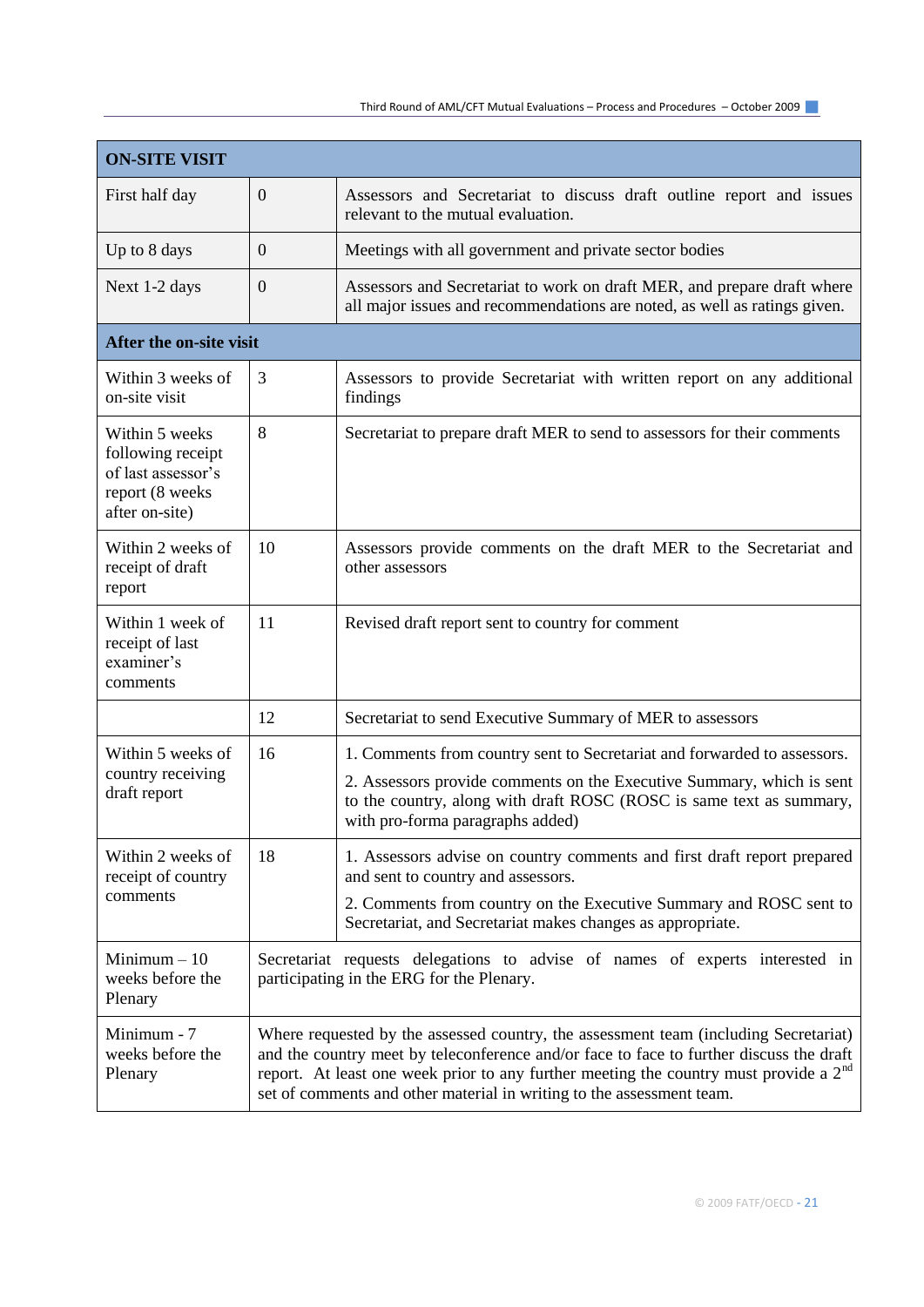| ON-SITE VISIT | | |
|---|---|---|
| First half day | 0 | Assessors and Secretariat to discuss draft outline report and issues relevant to the mutual evaluation. |
| Up to 8 days | 0 | Meetings with all government and private sector bodies |
| Next 1-2 days | 0 | Assessors and Secretariat to work on draft MER, and prepare draft where all major issues and recommendations are noted, as well as ratings given. |
| **After the on-site visit** | | |
| Within 3 weeks of on-site visit | 3 | Assessors to provide Secretariat with written report on any additional findings |
| Within 5 weeks following receipt of last assessor's report (8 weeks after on-site) | 8 | Secretariat to prepare draft MER to send to assessors for their comments |
| Within 2 weeks of receipt of draft report | 10 | Assessors provide comments on the draft MER to the Secretariat and other assessors |
| Within 1 week of receipt of last examiner's comments | 11 | Revised draft report sent to country for comment |
| | 12 | Secretariat to send Executive Summary of MER to assessors |
| Within 5 weeks of country receiving draft report | 16 | 1. Comments from country sent to Secretariat and forwarded to assessors.<br>2. Assessors provide comments on the Executive Summary, which is sent to the country, along with draft ROSC (ROSC is same text as summary, with pro-forma paragraphs added) |
| Within 2 weeks of receipt of country comments | 18 | 1. Assessors advise on country comments and first draft report prepared and sent to country and assessors.<br>2. Comments from country on the Executive Summary and ROSC sent to Secretariat, and Secretariat makes changes as appropriate. |
| Minimum – 10 weeks before the Plenary | Secretariat requests delegations to advise of names of experts interested in participating in the ERG for the Plenary. | |
| Minimum - 7 weeks before the Plenary | Where requested by the assessed country, the assessment team (including Secretariat) and the country meet by teleconference and/or face to face to further discuss the draft report. At least one week prior to any further meeting the country must provide a 2nd set of comments and other material in writing to the assessment team. | |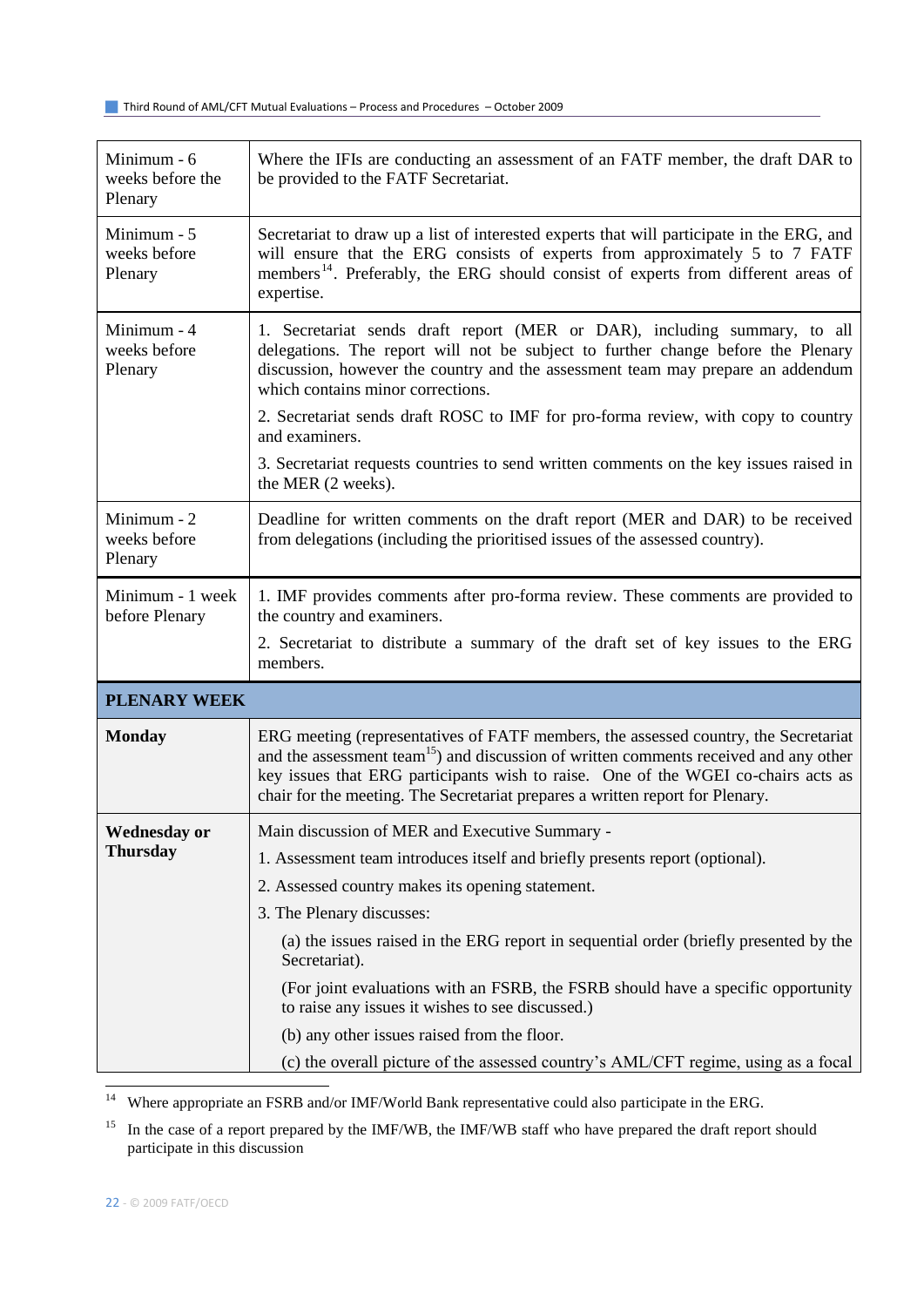| | |
|---|---|
| Minimum - 6 weeks before the Plenary | Where the IFIs are conducting an assessment of an FATF member, the draft DAR to be provided to the FATF Secretariat. |
| Minimum - 5 weeks before Plenary | Secretariat to draw up a list of interested experts that will participate in the ERG, and will ensure that the ERG consists of experts from approximately 5 to 7 FATF members[14]. Preferably, the ERG should consist of experts from different areas of expertise. |
| Minimum - 4 weeks before Plenary | 1. Secretariat sends draft report (MER or DAR), including summary, to all delegations. The report will not be subject to further change before the Plenary discussion, however the country and the assessment team may prepare an addendum which contains minor corrections.<br><br>2. Secretariat sends draft ROSC to IMF for pro-forma review, with copy to country and examiners.<br><br>3. Secretariat requests countries to send written comments on the key issues raised in the MER (2 weeks). |
| Minimum - 2 weeks before Plenary | Deadline for written comments on the draft report (MER and DAR) to be received from delegations (including the prioritised issues of the assessed country). |
| Minimum - 1 week before Plenary | 1. IMF provides comments after pro-forma review. These comments are provided to the country and examiners.<br><br>2. Secretariat to distribute a summary of the draft set of key issues to the ERG members. |
| **PLENARY WEEK** | |
| **Monday** | ERG meeting (representatives of FATF members, the assessed country, the Secretariat and the assessment team[15]) and discussion of written comments received and any other key issues that ERG participants wish to raise. One of the WGEI co-chairs acts as chair for the meeting. The Secretariat prepares a written report for Plenary. |
| **Wednesday or Thursday** | Main discussion of MER and Executive Summary -<br><br>1. Assessment team introduces itself and briefly presents report (optional).<br><br>2. Assessed country makes its opening statement.<br><br>3. The Plenary discusses:<br><br>(a) the issues raised in the ERG report in sequential order (briefly presented by the Secretariat).<br><br>(For joint evaluations with an FSRB, the FSRB should have a specific opportunity to raise any issues it wishes to see discussed.)<br><br>(b) any other issues raised from the floor.<br><br>(c) the overall picture of the assessed country's AML/CFT regime, using as a focal |

[14] Where appropriate an FSRB and/or IMF/World Bank representative could also participate in the ERG.

[15] In the case of a report prepared by the IMF/WB, the IMF/WB staff who have prepared the draft report should participate in this discussion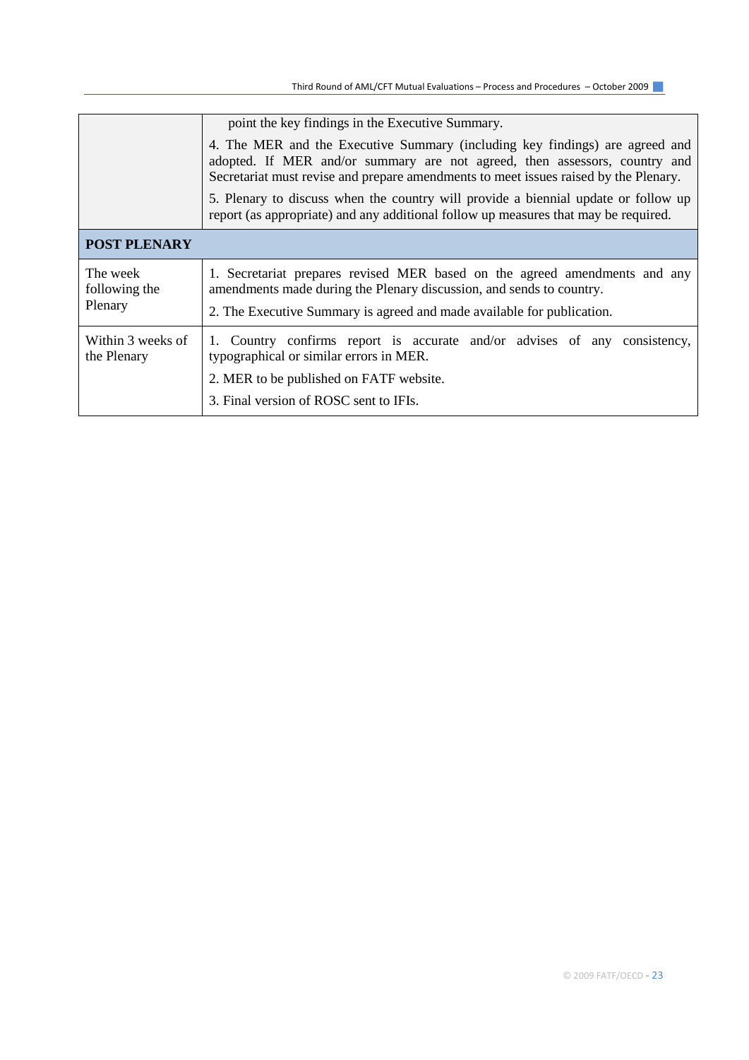|  |  |
|---|---|
|  | point the key findings in the Executive Summary.<br>4. The MER and the Executive Summary (including key findings) are agreed and adopted. If MER and/or summary are not agreed, then assessors, country and Secretariat must revise and prepare amendments to meet issues raised by the Plenary.<br>5. Plenary to discuss when the country will provide a biennial update or follow up report (as appropriate) and any additional follow up measures that may be required. |
| **POST PLENARY** |  |
| The week following the Plenary | 1. Secretariat prepares revised MER based on the agreed amendments and any amendments made during the Plenary discussion, and sends to country.<br>2. The Executive Summary is agreed and made available for publication. |
| Within 3 weeks of the Plenary | 1. Country confirms report is accurate and/or advises of any consistency, typographical or similar errors in MER.<br>2. MER to be published on FATF website.<br>3. Final version of ROSC sent to IFIs. |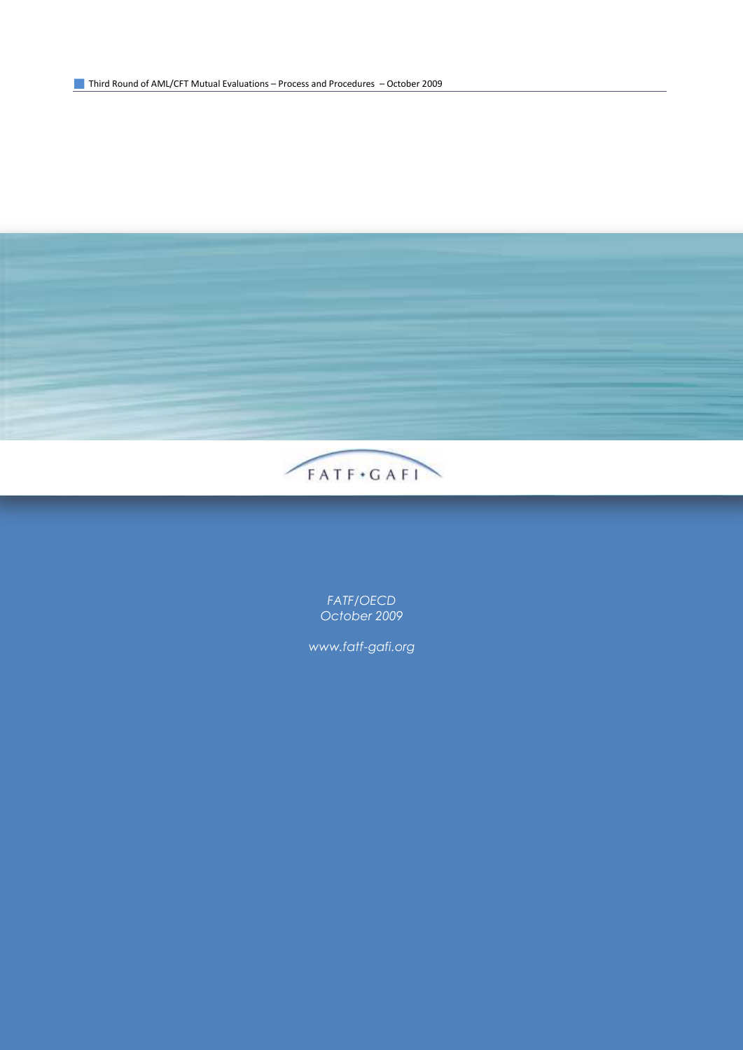FATF • GAFI

*FATF/OECD*
*October 2009*

*www.fatf-gafi.org*